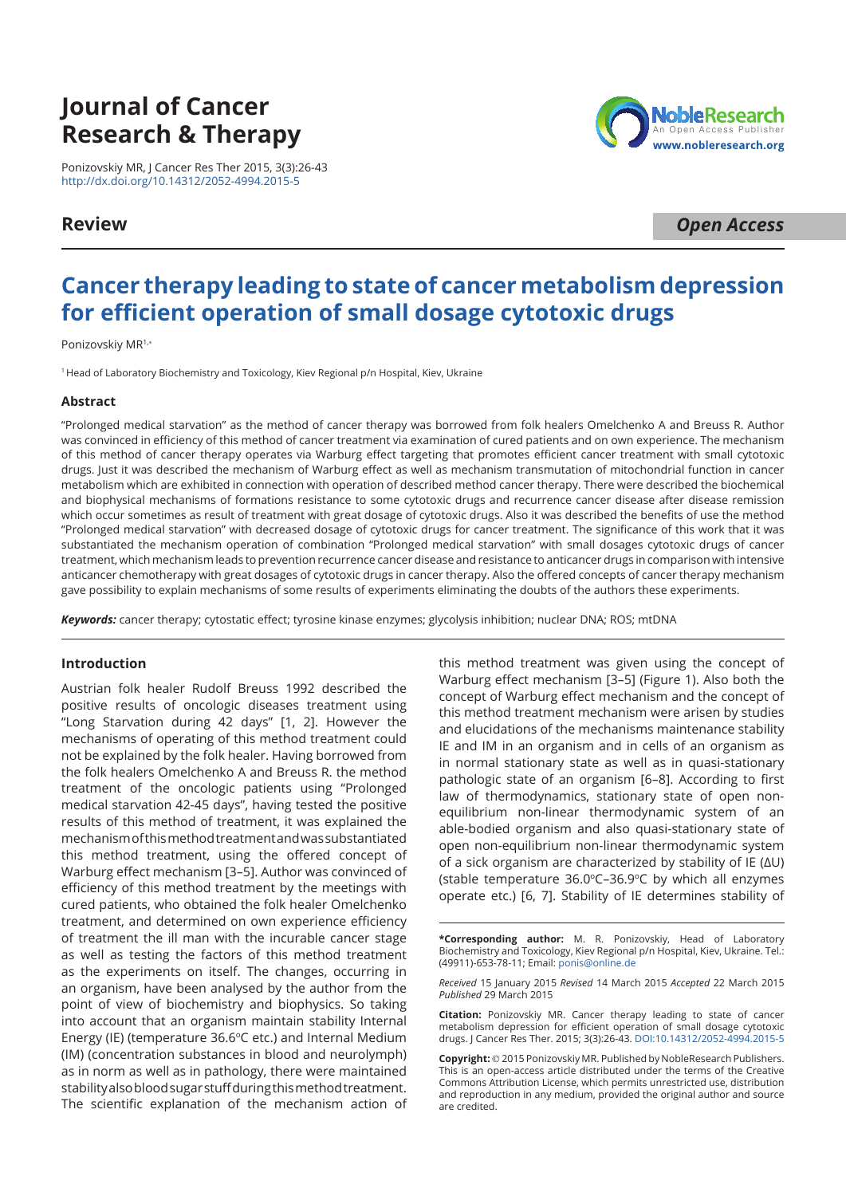# Journal of Cancer Research & Therapy

Ponizovskiy MR, J Cancer Res Ther 2015, 3(3):26-43
http://dx.doi.org/10.14312/2052-4994.2015-5

**Review** — ***Open Access***

## Cancer therapy leading to state of cancer metabolism depression for efficient operation of small dosage cytotoxic drugs

Ponizovskiy MR[1,*]

[1] Head of Laboratory Biochemistry and Toxicology, Kiev Regional p/n Hospital, Kiev, Ukraine

### Abstract

"Prolonged medical starvation" as the method of cancer therapy was borrowed from folk healers Omelchenko A and Breuss R. Author was convinced in efficiency of this method of cancer treatment via examination of cured patients and on own experience. The mechanism of this method of cancer therapy operates via Warburg effect targeting that promotes efficient cancer treatment with small cytotoxic drugs. Just it was described the mechanism of Warburg effect as well as mechanism transmutation of mitochondrial function in cancer metabolism which are exhibited in connection with operation of described method cancer therapy. There were described the biochemical and biophysical mechanisms of formations resistance to some cytotoxic drugs and recurrence cancer disease after disease remission which occur sometimes as result of treatment with great dosage of cytotoxic drugs. Also it was described the benefits of use the method "Prolonged medical starvation" with decreased dosage of cytotoxic drugs for cancer treatment. The significance of this work that it was substantiated the mechanism operation of combination "Prolonged medical starvation" with small dosages cytotoxic drugs of cancer treatment, which mechanism leads to prevention recurrence cancer disease and resistance to anticancer drugs in comparison with intensive anticancer chemotherapy with great dosages of cytotoxic drugs in cancer therapy. Also the offered concepts of cancer therapy mechanism gave possibility to explain mechanisms of some results of experiments eliminating the doubts of the authors these experiments.

***Keywords:*** cancer therapy; cytostatic effect; tyrosine kinase enzymes; glycolysis inhibition; nuclear DNA; ROS; mtDNA

### Introduction

Austrian folk healer Rudolf Breuss 1992 described the positive results of oncologic diseases treatment using "Long Starvation during 42 days" [1, 2]. However the mechanisms of operating of this method treatment could not be explained by the folk healer. Having borrowed from the folk healers Omelchenko A and Breuss R. the method treatment of the oncologic patients using "Prolonged medical starvation 42-45 days", having tested the positive results of this method of treatment, it was explained the mechanism of this method treatment and was substantiated this method treatment, using the offered concept of Warburg effect mechanism [3–5]. Author was convinced of efficiency of this method treatment by the meetings with cured patients, who obtained the folk healer Omelchenko treatment, and determined on own experience efficiency of treatment the ill man with the incurable cancer stage as well as testing the factors of this method treatment as the experiments on itself. The changes, occurring in an organism, have been analysed by the author from the point of view of biochemistry and biophysics. So taking into account that an organism maintain stability Internal Energy (IE) (temperature 36.6°C etc.) and Internal Medium (IM) (concentration substances in blood and neurolymph) as in norm as well as in pathology, there were maintained stability also blood sugar stuff during this method treatment. The scientific explanation of the mechanism action of this method treatment was given using the concept of Warburg effect mechanism [3–5] (Figure 1). Also both the concept of Warburg effect mechanism and the concept of this method treatment mechanism were arisen by studies and elucidations of the mechanisms maintenance stability IE and IM in an organism and in cells of an organism as in normal stationary state as well as in quasi-stationary pathologic state of an organism [6–8]. According to first law of thermodynamics, stationary state of open non-equilibrium non-linear thermodynamic system of an able-bodied organism and also quasi-stationary state of open non-equilibrium non-linear thermodynamic system of a sick organism are characterized by stability of IE ($\Delta U$) (stable temperature 36.0°C–36.9°C by which all enzymes operate etc.) [6, 7]. Stability of IE determines stability of

**\*Corresponding author:** M. R. Ponizovskiy, Head of Laboratory Biochemistry and Toxicology, Kiev Regional p/n Hospital, Kiev, Ukraine. Tel.: (49911)-653-78-11; Email: ponis@online.de

*Received* 15 January 2015 *Revised* 14 March 2015 *Accepted* 22 March 2015 *Published* 29 March 2015

**Citation:** Ponizovskiy MR. Cancer therapy leading to state of cancer metabolism depression for efficient operation of small dosage cytotoxic drugs. J Cancer Res Ther. 2015; 3(3):26-43. DOI:10.14312/2052-4994.2015-5

**Copyright:** © 2015 Ponizovskiy MR. Published by NobleResearch Publishers. This is an open-access article distributed under the terms of the Creative Commons Attribution License, which permits unrestricted use, distribution and reproduction in any medium, provided the original author and source are credited.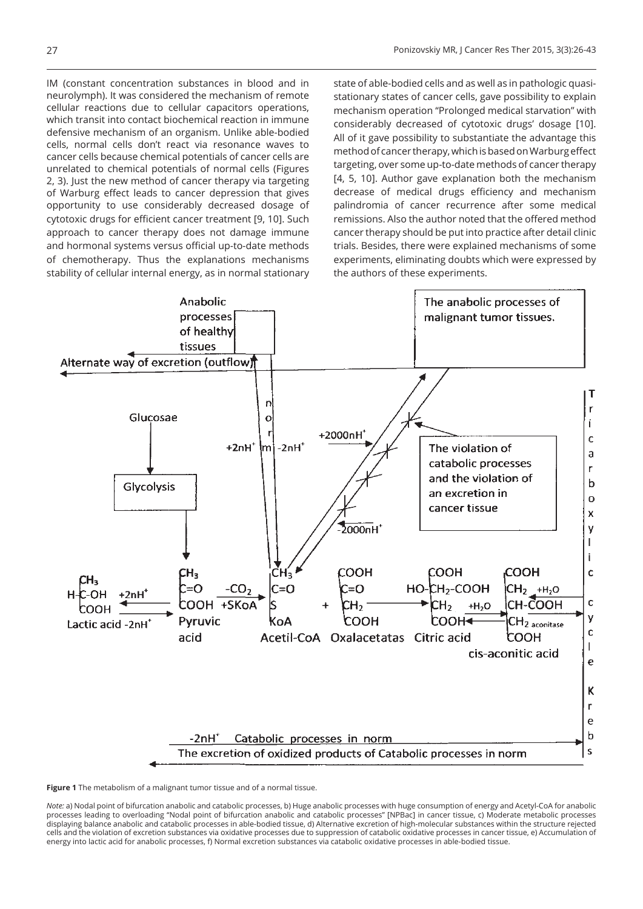IM (constant concentration substances in blood and in neurolymph). It was considered the mechanism of remote cellular reactions due to cellular capacitors operations, which transit into contact biochemical reaction in immune defensive mechanism of an organism. Unlike able-bodied cells, normal cells don't react via resonance waves to cancer cells because chemical potentials of cancer cells are unrelated to chemical potentials of normal cells (Figures 2, 3). Just the new method of cancer therapy via targeting of Warburg effect leads to cancer depression that gives opportunity to use considerably decreased dosage of cytotoxic drugs for efficient cancer treatment [9, 10]. Such approach to cancer therapy does not damage immune and hormonal systems versus official up-to-date methods of chemotherapy. Thus the explanations mechanisms stability of cellular internal energy, as in normal stationary state of able-bodied cells and as well as in pathologic quasi-stationary states of cancer cells, gave possibility to explain mechanism operation "Prolonged medical starvation" with considerably decreased of cytotoxic drugs' dosage [10]. All of it gave possibility to substantiate the advantage this method of cancer therapy, which is based on Warburg effect targeting, over some up-to-date methods of cancer therapy [4, 5, 10]. Author gave explanation both the mechanism decrease of medical drugs efficiency and mechanism palindromia of cancer recurrence after some medical remissions. Also the author noted that the offered method cancer therapy should be put into practice after detail clinic trials. Besides, there were explained mechanisms of some experiments, eliminating doubts which were expressed by the authors of these experiments.

**Figure 1** The metabolism of a malignant tumor tissue and of a normal tissue.

*Note:* a) Nodal point of bifurcation anabolic and catabolic processes, b) Huge anabolic processes with huge consumption of energy and Acetyl-CoA for anabolic processes leading to overloading "Nodal point of bifurcation anabolic and catabolic processes" [NPBac] in cancer tissue, c) Moderate metabolic processes displaying balance anabolic and catabolic processes in able-bodied tissue, d) Alternative excretion of high-molecular substances within the structure rejected cells and the violation of excretion substances via oxidative processes due to suppression of catabolic oxidative processes in cancer tissue, e) Accumulation of energy into lactic acid for anabolic processes, f) Normal excretion substances via catabolic oxidative processes in able-bodied tissue.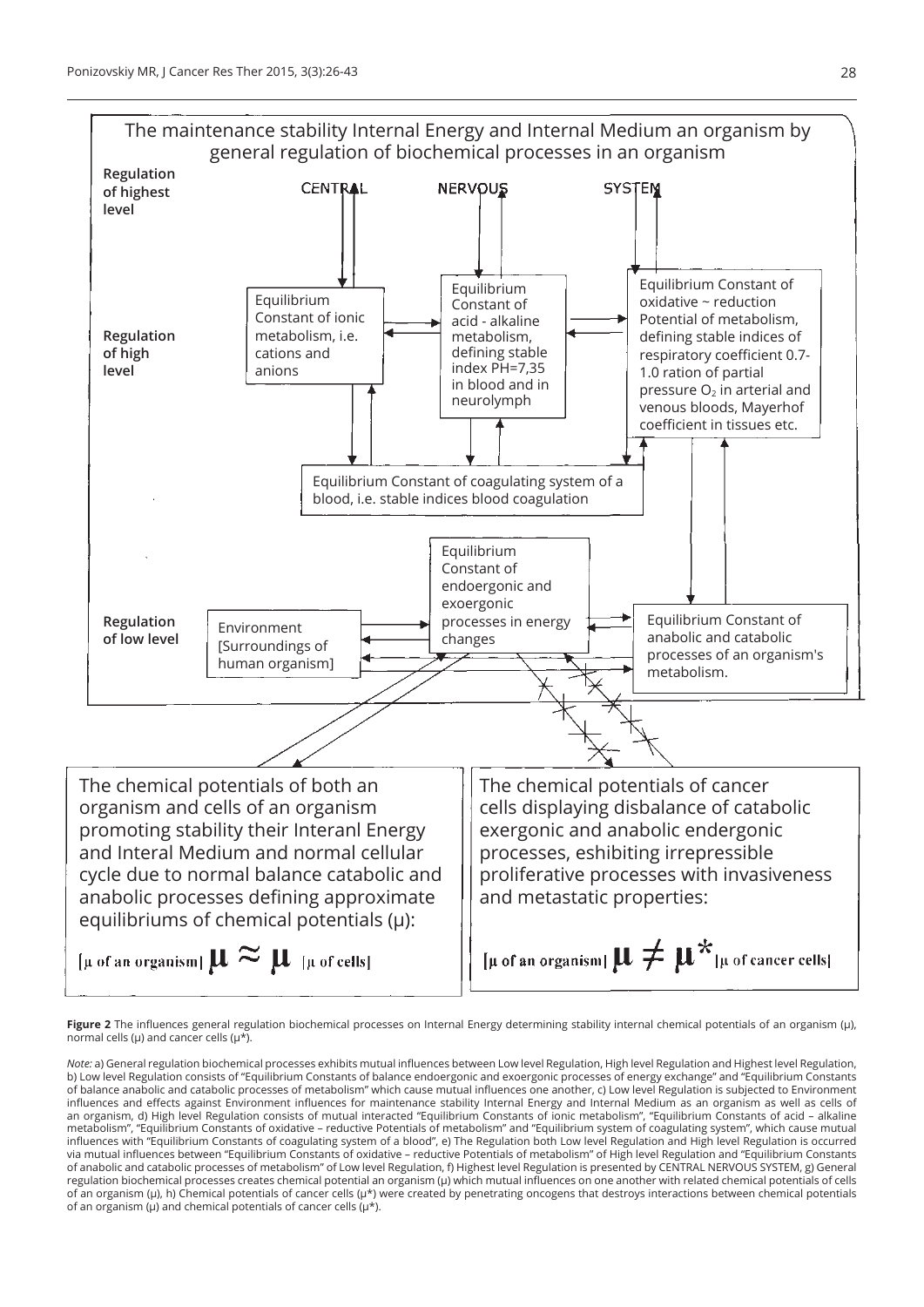The maintenance stability Internal Energy and Internal Medium an organism by general regulation of biochemical processes in an organism

**Regulation of highest level**

CENTRAL NERVOUS SYSTEM

**Regulation of high level**

Equilibrium Constant of ionic metabolism, i.e. cations and anions

Equilibrium Constant of acid - alkaline metabolism, defining stable index PH=7,35 in blood and in neurolymph

Equilibrium Constant of oxidative ~ reduction Potential of metabolism, defining stable indices of respiratory coefficient 0.7-1.0 ration of partial pressure $O_2$ in arterial and venous bloods, Mayerhof coefficient in tissues etc.

Equilibrium Constant of coagulating system of a blood, i.e. stable indices blood coagulation

**Regulation of low level**

Environment [Surroundings of human organism]

Equilibrium Constant of endoergonic and exoergonic processes in energy changes

Equilibrium Constant of anabolic and catabolic processes of an organism's metabolism.

The chemical potentials of both an organism and cells of an organism promoting stability their Interanl Energy and Interal Medium and normal cellular cycle due to normal balance catabolic and anabolic processes defining approximate equilibriums of chemical potentials (μ):

$$[\mu \text{ of an organism}]\ \mu \approx \mu\ [\mu \text{ of cells}]$$

The chemical potentials of cancer cells displaying disbalance of catabolic exergonic and anabolic endergonic processes, eshibiting irrepressible proliferative processes with invasiveness and metastatic properties:

$$[\mu \text{ of an organism}]\ \mu \neq \mu^*\ [\mu \text{ of cancer cells}]$$

**Figure 2** The influences general regulation biochemical processes on Internal Energy determining stability internal chemical potentials of an organism (μ), normal cells (μ) and cancer cells (μ*).

*Note:* a) General regulation biochemical processes exhibits mutual influences between Low level Regulation, High level Regulation and Highest level Regulation, b) Low level Regulation consists of "Equilibrium Constants of balance endoergonic and exoergonic processes of energy exchange" and "Equilibrium Constants of balance anabolic and catabolic processes of metabolism" which cause mutual influences one another, c) Low level Regulation is subjected to Environment influences and effects against Environment influences for maintenance stability Internal Energy and Internal Medium as an organism as well as cells of an organism, d) High level Regulation consists of mutual interacted "Equilibrium Constants of ionic metabolism", "Equilibrium Constants of acid – alkaline metabolism", "Equilibrium Constants of oxidative – reductive Potentials of metabolism" and "Equilibrium system of coagulating system", which cause mutual influences with "Equilibrium Constants of coagulating system of a blood", e) The Regulation both Low level Regulation and High level Regulation is occurred via mutual influences between "Equilibrium Constants of oxidative – reductive Potentials of metabolism" of High level Regulation and "Equilibrium Constants of anabolic and catabolic processes of metabolism" of Low level Regulation, f) Highest level Regulation is presented by CENTRAL NERVOUS SYSTEM, g) General regulation biochemical processes creates chemical potential an organism (μ) which mutual influences on one another with related chemical potentials of cells of an organism (μ), h) Chemical potentials of cancer cells (μ*) were created by penetrating oncogens that destroys interactions between chemical potentials of an organism (μ) and chemical potentials of cancer cells (μ*).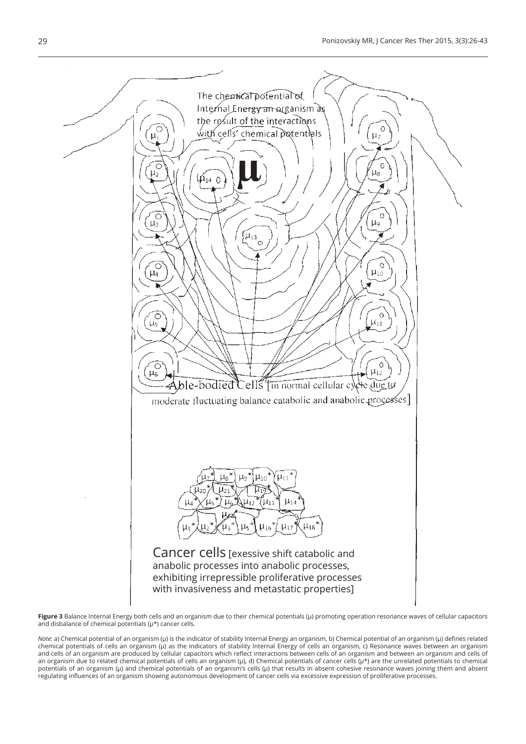**Figure 3** Balance Internal Energy both cells and an organism due to their chemical potentials (μ) promoting operation resonance waves of cellular capacitors and disbalance of chemical potentials (μ*) cancer cells.

*Note:* a) Chemical potential of an organism (μ) is the indicator of stability Internal Energy an organism, b) Chemical potential of an organism (μ) defines related chemical potentials of cells an organism (μ) as the indicators of stability Internal Energy of cells an organism, c) Resonance waves between an organism and cells of an organism are produced by cellular capacitors which reflect interactions between cells of an organism and between an organism and cells of an organism due to related chemical potentials of cells an organism (μ), d) Chemical potentials of cancer cells (μ*) are the unrelated potentials to chemical potentials of an organism (μ) and chemical potentials of an organism's cells (μ) that results in absent cohesive resonance waves joining them and absent regulating influences of an organism showing autonomous development of cancer cells via excessive expression of proliferative processes.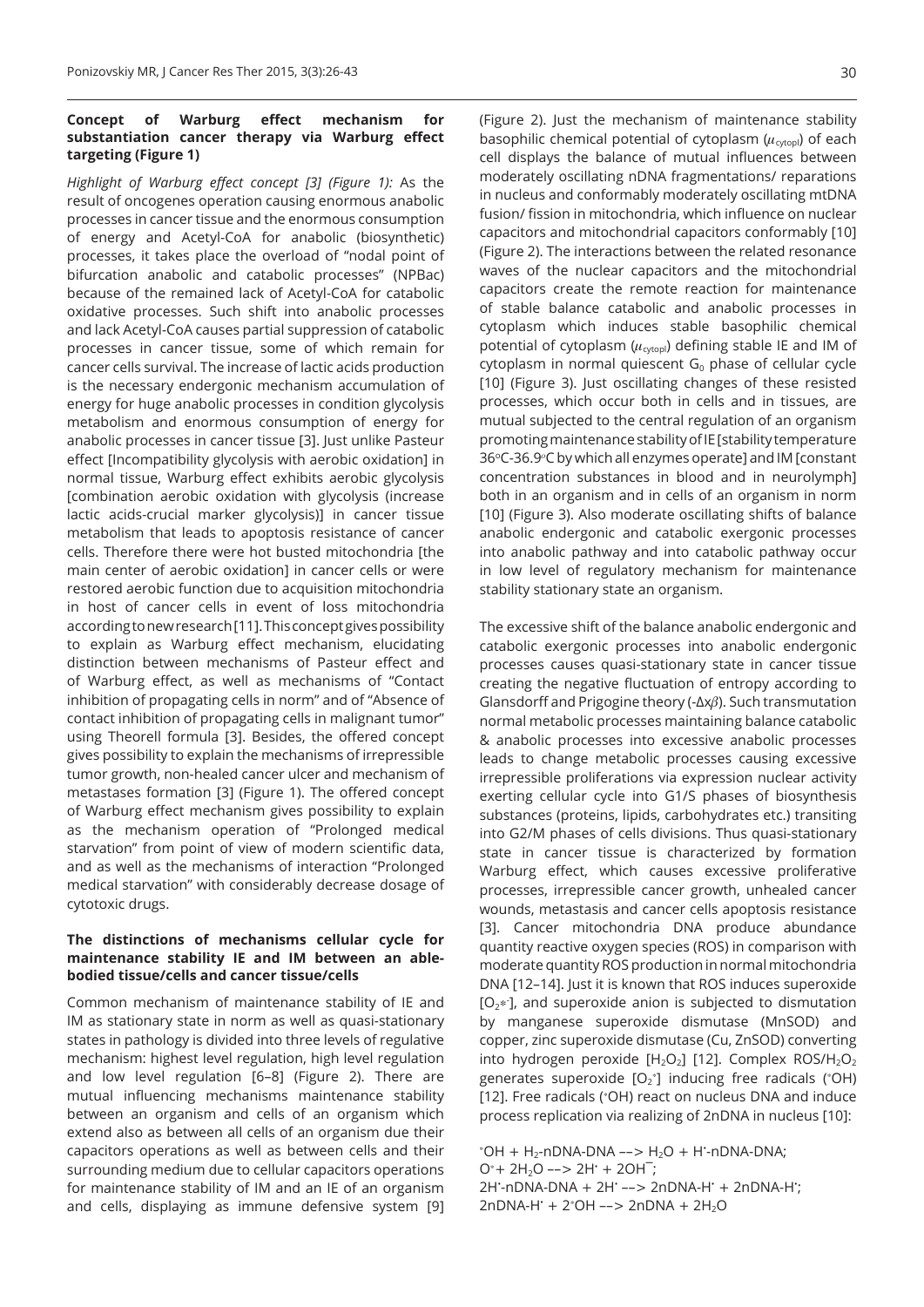### Concept of Warburg effect mechanism for substantiation cancer therapy via Warburg effect targeting (Figure 1)

*Highlight of Warburg effect concept [3] (Figure 1):* As the result of oncogenes operation causing enormous anabolic processes in cancer tissue and the enormous consumption of energy and Acetyl-CoA for anabolic (biosynthetic) processes, it takes place the overload of "nodal point of bifurcation anabolic and catabolic processes" (NPBac) because of the remained lack of Acetyl-CoA for catabolic oxidative processes. Such shift into anabolic processes and lack Acetyl-CoA causes partial suppression of catabolic processes in cancer tissue, some of which remain for cancer cells survival. The increase of lactic acids production is the necessary endergonic mechanism accumulation of energy for huge anabolic processes in condition glycolysis metabolism and enormous consumption of energy for anabolic processes in cancer tissue [3]. Just unlike Pasteur effect [Incompatibility glycolysis with aerobic oxidation] in normal tissue, Warburg effect exhibits aerobic glycolysis [combination aerobic oxidation with glycolysis (increase lactic acids-crucial marker glycolysis)] in cancer tissue metabolism that leads to apoptosis resistance of cancer cells. Therefore there were hot busted mitochondria [the main center of aerobic oxidation] in cancer cells or were restored aerobic function due to acquisition mitochondria in host of cancer cells in event of loss mitochondria according to new research [11]. This concept gives possibility to explain as Warburg effect mechanism, elucidating distinction between mechanisms of Pasteur effect and of Warburg effect, as well as mechanisms of "Contact inhibition of propagating cells in norm" and of "Absence of contact inhibition of propagating cells in malignant tumor" using Theorell formula [3]. Besides, the offered concept gives possibility to explain the mechanisms of irrepressible tumor growth, non-healed cancer ulcer and mechanism of metastases formation [3] (Figure 1). The offered concept of Warburg effect mechanism gives possibility to explain as the mechanism operation of "Prolonged medical starvation" from point of view of modern scientific data, and as well as the mechanisms of interaction "Prolonged medical starvation" with considerably decrease dosage of cytotoxic drugs.

### The distinctions of mechanisms cellular cycle for maintenance stability IE and IM between an able-bodied tissue/cells and cancer tissue/cells

Common mechanism of maintenance stability of IE and IM as stationary state in norm as well as quasi-stationary states in pathology is divided into three levels of regulative mechanism: highest level regulation, high level regulation and low level regulation [6–8] (Figure 2). There are mutual influencing mechanisms maintenance stability between an organism and cells of an organism which extend also as between all cells of an organism due their capacitors operations as well as between cells and their surrounding medium due to cellular capacitors operations for maintenance stability of IM and an IE of an organism and cells, displaying as immune defensive system [9] (Figure 2). Just the mechanism of maintenance stability basophilic chemical potential of cytoplasm ($\mu_{cytopl}$) of each cell displays the balance of mutual influences between moderately oscillating nDNA fragmentations/ reparations in nucleus and conformably moderately oscillating mtDNA fusion/ fission in mitochondria, which influence on nuclear capacitors and mitochondrial capacitors conformably [10] (Figure 2). The interactions between the related resonance waves of the nuclear capacitors and the mitochondrial capacitors create the remote reaction for maintenance of stable balance catabolic and anabolic processes in cytoplasm which induces stable basophilic chemical potential of cytoplasm ($\mu_{cytopl}$) defining stable IE and IM of cytoplasm in normal quiescent $G_0$ phase of cellular cycle [10] (Figure 3). Just oscillating changes of these resisted processes, which occur both in cells and in tissues, are mutual subjected to the central regulation of an organism promoting maintenance stability of IE [stability temperature 36°C-36.9°C by which all enzymes operate] and IM [constant concentration substances in blood and in neurolymph] both in an organism and in cells of an organism in norm [10] (Figure 3). Also moderate oscillating shifts of balance anabolic endergonic and catabolic exergonic processes into anabolic pathway and into catabolic pathway occur in low level of regulatory mechanism for maintenance stability stationary state an organism.

The excessive shift of the balance anabolic endergonic and catabolic exergonic processes into anabolic endergonic processes causes quasi-stationary state in cancer tissue creating the negative fluctuation of entropy according to Glansdorff and Prigogine theory ($-\Delta x\beta$). Such transmutation normal metabolic processes maintaining balance catabolic & anabolic processes into excessive anabolic processes leads to change metabolic processes causing excessive irrepressible proliferations via expression nuclear activity exerting cellular cycle into G1/S phases of biosynthesis substances (proteins, lipids, carbohydrates etc.) transiting into G2/M phases of cells divisions. Thus quasi-stationary state in cancer tissue is characterized by formation Warburg effect, which causes excessive proliferative processes, irrepressible cancer growth, unhealed cancer wounds, metastasis and cancer cells apoptosis resistance [3]. Cancer mitochondria DNA produce abundance quantity reactive oxygen species (ROS) in comparison with moderate quantity ROS production in normal mitochondria DNA [12–14]. Just it is known that ROS induces superoxide [$O_2{}^{*-}$], and superoxide anion is subjected to dismutation by manganese superoxide dismutase (MnSOD) and copper, zinc superoxide dismutase (Cu, ZnSOD) converting into hydrogen peroxide [$H_2O_2$] [12]. Complex ROS/$H_2O_2$ generates superoxide [$O_2{}^{\circ}$] inducing free radicals ($^{\circ}OH$) [12]. Free radicals ($^{\circ}OH$) react on nucleus DNA and induce process replication via realizing of 2nDNA in nucleus [10]:

$^{\circ}OH + H_2\text{-nDNA-DNA} \rightarrow H_2O + H^{\cdot}\text{-nDNA-DNA}$;
$O^{\circ} + 2H_2O \rightarrow 2H^{\cdot} + 2OH^{-}$;
$2H^{\cdot}\text{-nDNA-DNA} + 2H^{\cdot} \rightarrow 2\text{nDNA-H}^{\cdot} + 2\text{nDNA-H}^{\cdot}$;
$2\text{nDNA-H}^{\cdot} + 2^{\circ}OH \rightarrow 2\text{nDNA} + 2H_2O$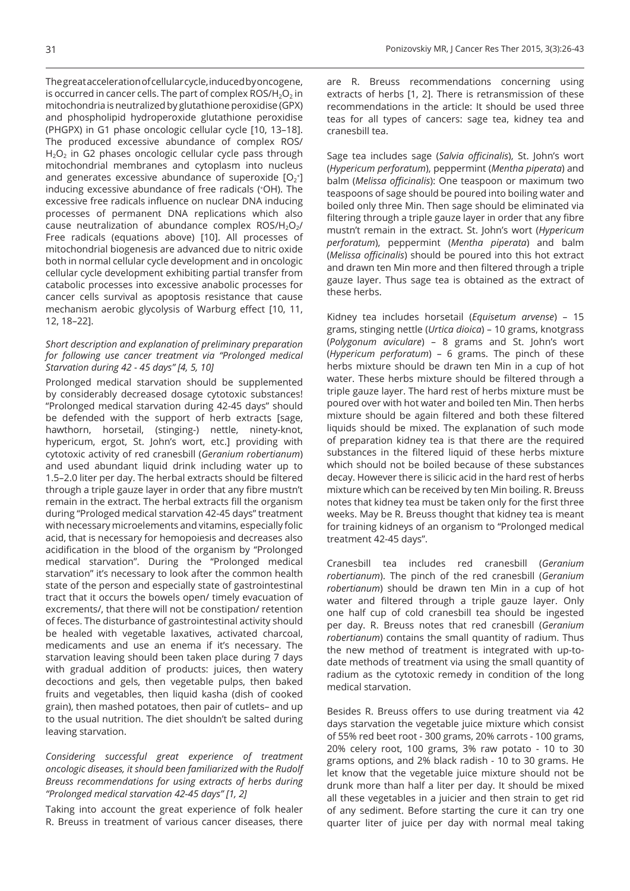The great acceleration of cellular cycle, induced by oncogene, is occurred in cancer cells. The part of complex $ROS/H_2O_2$ in mitochondria is neutralized by glutathione peroxidise (GPX) and phospholipid hydroperoxide glutathione peroxidise (PHGPX) in G1 phase oncologic cellular cycle [10, 13–18]. The produced excessive abundance of complex $ROS/H_2O_2$ in G2 phases oncologic cellular cycle pass through mitochondrial membranes and cytoplasm into nucleus and generates excessive abundance of superoxide [$O_2^{\bullet}$] inducing excessive abundance of free radicals ($^{\bullet}OH$). The excessive free radicals influence on nuclear DNA inducing processes of permanent DNA replications which also cause neutralization of abundance complex $ROS/H_2O_2$/ Free radicals (equations above) [10]. All processes of mitochondrial biogenesis are advanced due to nitric oxide both in normal cellular cycle development and in oncologic cellular cycle development exhibiting partial transfer from catabolic processes into excessive anabolic processes for cancer cells survival as apoptosis resistance that cause mechanism aerobic glycolysis of Warburg effect [10, 11, 12, 18–22].

*Short description and explanation of preliminary preparation for following use cancer treatment via "Prolonged medical Starvation during 42 - 45 days" [4, 5, 10]*

Prolonged medical starvation should be supplemented by considerably decreased dosage cytotoxic substances! "Prolonged medical starvation during 42-45 days" should be defended with the support of herb extracts [sage, hawthorn, horsetail, (stinging-) nettle, ninety-knot, hypericum, ergot, St. John's wort, etc.] providing with cytotoxic activity of red cranesbill (*Geranium robertianum*) and used abundant liquid drink including water up to 1.5–2.0 liter per day. The herbal extracts should be filtered through a triple gauze layer in order that any fibre mustn't remain in the extract. The herbal extracts fill the organism during "Prologed medical starvation 42-45 days" treatment with necessary microelements and vitamins, especially folic acid, that is necessary for hemopoiesis and decreases also acidification in the blood of the organism by "Prolonged medical starvation". During the "Prolonged medical starvation" it's necessary to look after the common health state of the person and especially state of gastrointestinal tract that it occurs the bowels open/ timely evacuation of excrements/, that there will not be constipation/ retention of feces. The disturbance of gastrointestinal activity should be healed with vegetable laxatives, activated charcoal, medicaments and use an enema if it's necessary. The starvation leaving should been taken place during 7 days with gradual addition of products: juices, then watery decoctions and gels, then vegetable pulps, then baked fruits and vegetables, then liquid kasha (dish of cooked grain), then mashed potatoes, then pair of cutlets– and up to the usual nutrition. The diet shouldn't be salted during leaving starvation.

*Considering successful great experience of treatment oncologic diseases, it should been familiarized with the Rudolf Breuss recommendations for using extracts of herbs during "Prolonged medical starvation 42-45 days" [1, 2]*

Taking into account the great experience of folk healer R. Breuss in treatment of various cancer diseases, there are R. Breuss recommendations concerning using extracts of herbs [1, 2]. There is retransmission of these recommendations in the article: It should be used three teas for all types of cancers: sage tea, kidney tea and cranesbill tea.

Sage tea includes sage (*Salvia officinalis*), St. John's wort (*Hypericum perforatum*), peppermint (*Mentha piperata*) and balm (*Melissa officinalis*): One teaspoon or maximum two teaspoons of sage should be poured into boiling water and boiled only three Min. Then sage should be eliminated via filtering through a triple gauze layer in order that any fibre mustn't remain in the extract. St. John's wort (*Hypericum perforatum*), peppermint (*Mentha piperata*) and balm (*Melissa officinalis*) should be poured into this hot extract and drawn ten Min more and then filtered through a triple gauze layer. Thus sage tea is obtained as the extract of these herbs.

Kidney tea includes horsetail (*Equisetum arvense*) – 15 grams, stinging nettle (*Urtica dioica*) – 10 grams, knotgrass (*Polygonum aviculare*) – 8 grams and St. John's wort (*Hypericum perforatum*) – 6 grams. The pinch of these herbs mixture should be drawn ten Min in a cup of hot water. These herbs mixture should be filtered through a triple gauze layer. The hard rest of herbs mixture must be poured over with hot water and boiled ten Min. Then herbs mixture should be again filtered and both these filtered liquids should be mixed. The explanation of such mode of preparation kidney tea is that there are the required substances in the filtered liquid of these herbs mixture which should not be boiled because of these substances decay. However there is silicic acid in the hard rest of herbs mixture which can be received by ten Min boiling. R. Breuss notes that kidney tea must be taken only for the first three weeks. May be R. Breuss thought that kidney tea is meant for training kidneys of an organism to "Prolonged medical treatment 42-45 days".

Cranesbill tea includes red cranesbill (*Geranium robertianum*). The pinch of the red cranesbill (*Geranium robertianum*) should be drawn ten Min in a cup of hot water and filtered through a triple gauze layer. Only one half cup of cold cranesbill tea should be ingested per day. R. Breuss notes that red cranesbill (*Geranium robertianum*) contains the small quantity of radium. Thus the new method of treatment is integrated with up-to-date methods of treatment via using the small quantity of radium as the cytotoxic remedy in condition of the long medical starvation.

Besides R. Breuss offers to use during treatment via 42 days starvation the vegetable juice mixture which consist of 55% red beet root - 300 grams, 20% carrots - 100 grams, 20% celery root, 100 grams, 3% raw potato - 10 to 30 grams options, and 2% black radish - 10 to 30 grams. He let know that the vegetable juice mixture should not be drunk more than half a liter per day. It should be mixed all these vegetables in a juicier and then strain to get rid of any sediment. Before starting the cure it can try one quarter liter of juice per day with normal meal taking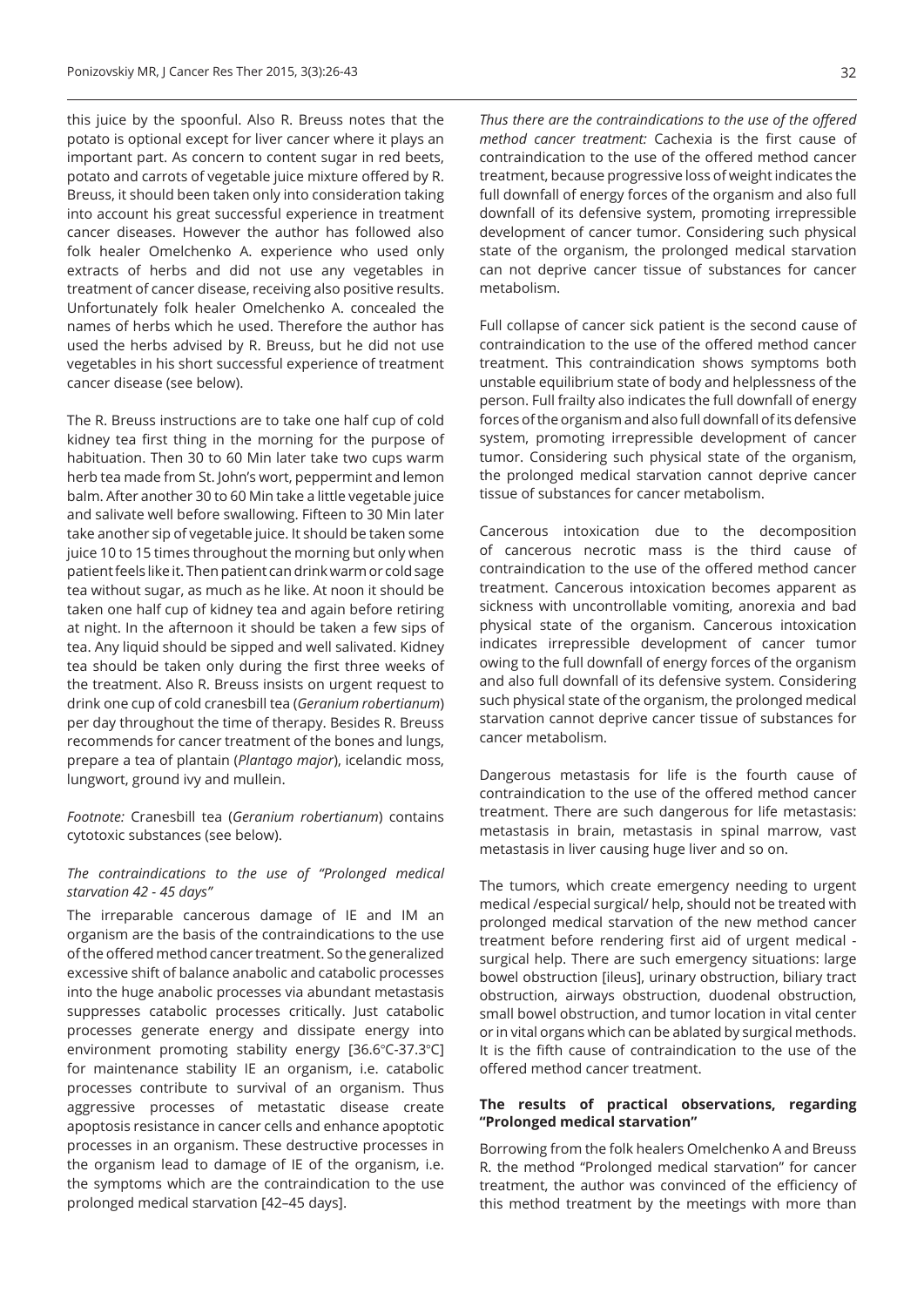this juice by the spoonful. Also R. Breuss notes that the potato is optional except for liver cancer where it plays an important part. As concern to content sugar in red beets, potato and carrots of vegetable juice mixture offered by R. Breuss, it should been taken only into consideration taking into account his great successful experience in treatment cancer diseases. However the author has followed also folk healer Omelchenko A. experience who used only extracts of herbs and did not use any vegetables in treatment of cancer disease, receiving also positive results. Unfortunately folk healer Omelchenko A. concealed the names of herbs which he used. Therefore the author has used the herbs advised by R. Breuss, but he did not use vegetables in his short successful experience of treatment cancer disease (see below).

The R. Breuss instructions are to take one half cup of cold kidney tea first thing in the morning for the purpose of habituation. Then 30 to 60 Min later take two cups warm herb tea made from St. John's wort, peppermint and lemon balm. After another 30 to 60 Min take a little vegetable juice and salivate well before swallowing. Fifteen to 30 Min later take another sip of vegetable juice. It should be taken some juice 10 to 15 times throughout the morning but only when patient feels like it. Then patient can drink warm or cold sage tea without sugar, as much as he like. At noon it should be taken one half cup of kidney tea and again before retiring at night. In the afternoon it should be taken a few sips of tea. Any liquid should be sipped and well salivated. Kidney tea should be taken only during the first three weeks of the treatment. Also R. Breuss insists on urgent request to drink one cup of cold cranesbill tea (*Geranium robertianum*) per day throughout the time of therapy. Besides R. Breuss recommends for cancer treatment of the bones and lungs, prepare a tea of plantain (*Plantago major*), icelandic moss, lungwort, ground ivy and mullein.

*Footnote:* Cranesbill tea (*Geranium robertianum*) contains cytotoxic substances (see below).

### *The contraindications to the use of "Prolonged medical starvation 42 - 45 days"*

The irreparable cancerous damage of IE and IM an organism are the basis of the contraindications to the use of the offered method cancer treatment. So the generalized excessive shift of balance anabolic and catabolic processes into the huge anabolic processes via abundant metastasis suppresses catabolic processes critically. Just catabolic processes generate energy and dissipate energy into environment promoting stability energy [36.6°C-37.3°C] for maintenance stability IE an organism, i.e. catabolic processes contribute to survival of an organism. Thus aggressive processes of metastatic disease create apoptosis resistance in cancer cells and enhance apoptotic processes in an organism. These destructive processes in the organism lead to damage of IE of the organism, i.e. the symptoms which are the contraindication to the use prolonged medical starvation [42–45 days].

*Thus there are the contraindications to the use of the offered method cancer treatment:* Cachexia is the first cause of contraindication to the use of the offered method cancer treatment, because progressive loss of weight indicates the full downfall of energy forces of the organism and also full downfall of its defensive system, promoting irrepressible development of cancer tumor. Considering such physical state of the organism, the prolonged medical starvation can not deprive cancer tissue of substances for cancer metabolism.

Full collapse of cancer sick patient is the second cause of contraindication to the use of the offered method cancer treatment. This contraindication shows symptoms both unstable equilibrium state of body and helplessness of the person. Full frailty also indicates the full downfall of energy forces of the organism and also full downfall of its defensive system, promoting irrepressible development of cancer tumor. Considering such physical state of the organism, the prolonged medical starvation cannot deprive cancer tissue of substances for cancer metabolism.

Cancerous intoxication due to the decomposition of cancerous necrotic mass is the third cause of contraindication to the use of the offered method cancer treatment. Cancerous intoxication becomes apparent as sickness with uncontrollable vomiting, anorexia and bad physical state of the organism. Cancerous intoxication indicates irrepressible development of cancer tumor owing to the full downfall of energy forces of the organism and also full downfall of its defensive system. Considering such physical state of the organism, the prolonged medical starvation cannot deprive cancer tissue of substances for cancer metabolism.

Dangerous metastasis for life is the fourth cause of contraindication to the use of the offered method cancer treatment. There are such dangerous for life metastasis: metastasis in brain, metastasis in spinal marrow, vast metastasis in liver causing huge liver and so on.

The tumors, which create emergency needing to urgent medical /especial surgical/ help, should not be treated with prolonged medical starvation of the new method cancer treatment before rendering first aid of urgent medical - surgical help. There are such emergency situations: large bowel obstruction [ileus], urinary obstruction, biliary tract obstruction, airways obstruction, duodenal obstruction, small bowel obstruction, and tumor location in vital center or in vital organs which can be ablated by surgical methods. It is the fifth cause of contraindication to the use of the offered method cancer treatment.

### **The results of practical observations, regarding "Prolonged medical starvation"**

Borrowing from the folk healers Omelchenko A and Breuss R. the method "Prolonged medical starvation" for cancer treatment, the author was convinced of the efficiency of this method treatment by the meetings with more than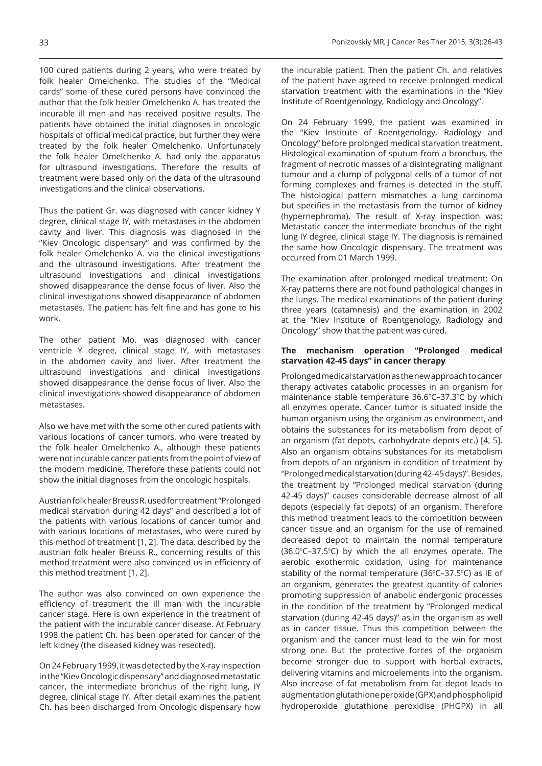100 cured patients during 2 years, who were treated by folk healer Omelchenko. The studies of the "Medical cards" some of these cured persons have convinced the author that the folk healer Omelchenko A. has treated the incurable ill men and has received positive results. The patients have obtained the initial diagnoses in oncologic hospitals of official medical practice, but further they were treated by the folk healer Omelchenko. Unfortunately the folk healer Omelchenko A. had only the apparatus for ultrasound investigations. Therefore the results of treatment were based only on the data of the ultrasound investigations and the clinical observations.

Thus the patient Gr. was diagnosed with cancer kidney Y degree, clinical stage IY, with metastases in the abdomen cavity and liver. This diagnosis was diagnosed in the "Kiev Oncologic dispensary" and was confirmed by the folk healer Omelchenko A. via the clinical investigations and the ultrasound investigations. After treatment the ultrasound investigations and clinical investigations showed disappearance the dense focus of liver. Also the clinical investigations showed disappearance of abdomen metastases. The patient has felt fine and has gone to his work.

The other patient Mo. was diagnosed with cancer ventricle Y degree, clinical stage IY, with metastases in the abdomen cavity and liver. After treatment the ultrasound investigations and clinical investigations showed disappearance the dense focus of liver. Also the clinical investigations showed disappearance of abdomen metastases.

Also we have met with the some other cured patients with various locations of cancer tumors, who were treated by the folk healer Omelchenko A., although these patients were not incurable cancer patients from the point of view of the modern medicine. Therefore these patients could not show the initial diagnoses from the oncologic hospitals.

Austrian folk healer Breuss R. used for treatment "Prolonged medical starvation during 42 days" and described a lot of the patients with various locations of cancer tumor and with various locations of metastases, who were cured by this method of treatment [1, 2]. The data, described by the austrian folk healer Breuss R., concerning results of this method treatment were also convinced us in efficiency of this method treatment [1, 2].

The author was also convinced on own experience the efficiency of treatment the ill man with the incurable cancer stage. Here is own experience in the treatment of the patient with the incurable cancer disease. At February 1998 the patient Ch. has been operated for cancer of the left kidney (the diseased kidney was resected).

On 24 February 1999, it was detected by the X-ray inspection in the "Kiev Oncologic dispensary" and diagnosed metastatic cancer, the intermediate bronchus of the right lung, IY degree, clinical stage IY. After detail examines the patient Ch. has been discharged from Oncologic dispensary how the incurable patient. Then the patient Ch. and relatives of the patient have agreed to receive prolonged medical starvation treatment with the examinations in the "Kiev Institute of Roentgenology, Radiology and Oncology".

On 24 February 1999, the patient was examined in the "Kiev Institute of Roentgenology, Radiology and Oncology" before prolonged medical starvation treatment. Histological examination of sputum from a bronchus, the fragment of necrotic masses of a disintegrating malignant tumour and a clump of polygonal cells of a tumor of not forming complexes and frames is detected in the stuff. The histological pattern mismatches a lung carcinoma but specifies in the metastasis from the tumor of kidney (hypernephroma). The result of X-ray inspection was: Metastatic cancer the intermediate bronchus of the right lung IY degree, clinical stage IY. The diagnosis is remained the same how Oncologic dispensary. The treatment was occurred from 01 March 1999.

The examination after prolonged medical treatment: On X-ray patterns there are not found pathological changes in the lungs. The medical examinations of the patient during three years (catamnesis) and the examination in 2002 at the "Kiev Institute of Roentgenology, Radiology and Oncology" show that the patient was cured.

**The mechanism operation "Prolonged medical starvation 42-45 days" in cancer therapy**

Prolonged medical starvation as the new approach to cancer therapy activates catabolic processes in an organism for maintenance stable temperature 36.6°C–37.3°C by which all enzymes operate. Cancer tumor is situated inside the human organism using the organism as environment, and obtains the substances for its metabolism from depot of an organism (fat depots, carbohydrate depots etc.) [4, 5]. Also an organism obtains substances for its metabolism from depots of an organism in condition of treatment by "Prolonged medical starvation (during 42-45 days)". Besides, the treatment by "Prolonged medical starvation (during 42-45 days)" causes considerable decrease almost of all depots (especially fat depots) of an organism. Therefore this method treatment leads to the competition between cancer tissue and an organism for the use of remained decreased depot to maintain the normal temperature (36.0°C–37.5°C) by which the all enzymes operate. The aerobic exothermic oxidation, using for maintenance stability of the normal temperature (36°C–37.5°C) as IE of an organism, generates the greatest quantity of calories promoting suppression of anabolic endergonic processes in the condition of the treatment by "Prolonged medical starvation (during 42-45 days)" as in the organism as well as in cancer tissue. Thus this competition between the organism and the cancer must lead to the win for most strong one. But the protective forces of the organism become stronger due to support with herbal extracts, delivering vitamins and microelements into the organism. Also increase of fat metabolism from fat depot leads to augmentation glutathione peroxide (GPX) and phospholipid hydroperoxide glutathione peroxidise (PHGPX) in all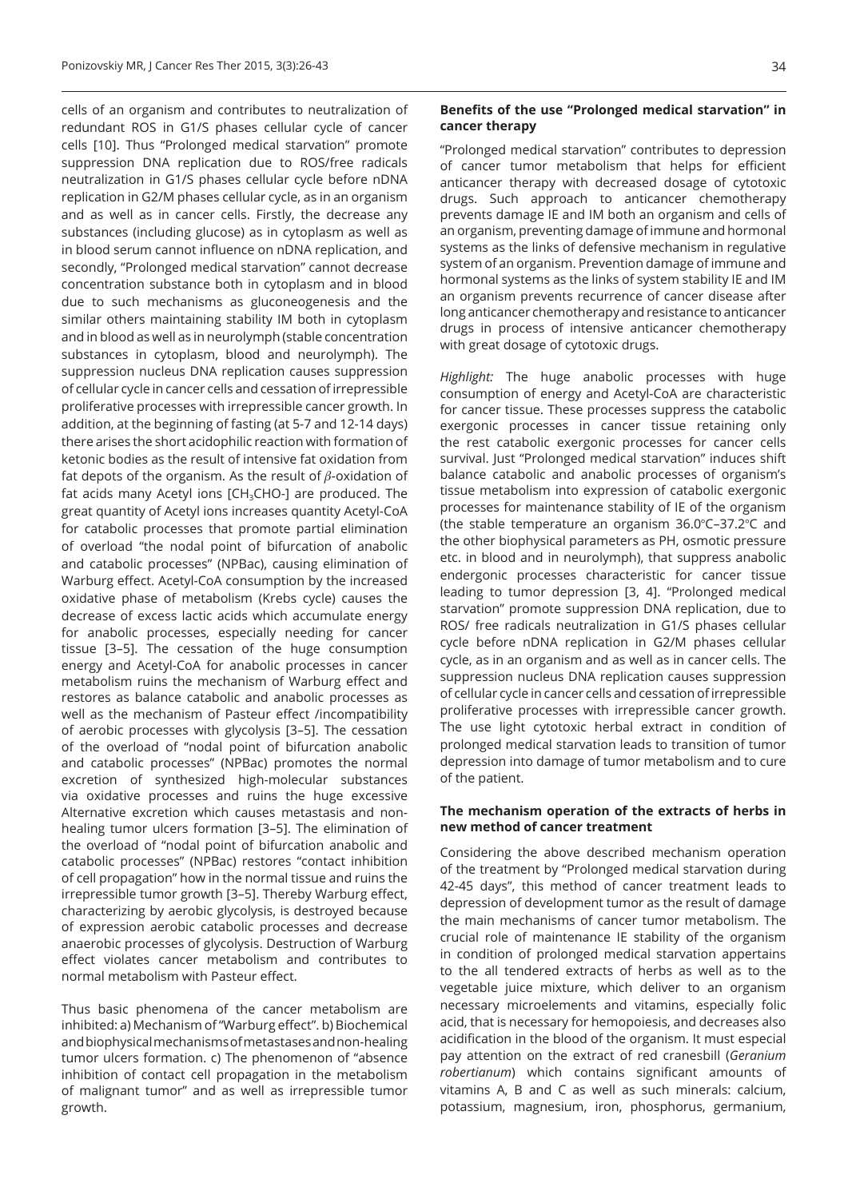cells of an organism and contributes to neutralization of redundant ROS in G1/S phases cellular cycle of cancer cells [10]. Thus "Prolonged medical starvation" promote suppression DNA replication due to ROS/free radicals neutralization in G1/S phases cellular cycle before nDNA replication in G2/M phases cellular cycle, as in an organism and as well as in cancer cells. Firstly, the decrease any substances (including glucose) as in cytoplasm as well as in blood serum cannot influence on nDNA replication, and secondly, "Prolonged medical starvation" cannot decrease concentration substance both in cytoplasm and in blood due to such mechanisms as gluconeogenesis and the similar others maintaining stability IM both in cytoplasm and in blood as well as in neurolymph (stable concentration substances in cytoplasm, blood and neurolymph). The suppression nucleus DNA replication causes suppression of cellular cycle in cancer cells and cessation of irrepressible proliferative processes with irrepressible cancer growth. In addition, at the beginning of fasting (at 5-7 and 12-14 days) there arises the short acidophilic reaction with formation of ketonic bodies as the result of intensive fat oxidation from fat depots of the organism. As the result of $\beta$-oxidation of fat acids many Acetyl ions [$CH_3CHO$-] are produced. The great quantity of Acetyl ions increases quantity Acetyl-CoA for catabolic processes that promote partial elimination of overload "the nodal point of bifurcation of anabolic and catabolic processes" (NPBac), causing elimination of Warburg effect. Acetyl-CoA consumption by the increased oxidative phase of metabolism (Krebs cycle) causes the decrease of excess lactic acids which accumulate energy for anabolic processes, especially needing for cancer tissue [3–5]. The cessation of the huge consumption energy and Acetyl-CoA for anabolic processes in cancer metabolism ruins the mechanism of Warburg effect and restores as balance catabolic and anabolic processes as well as the mechanism of Pasteur effect /incompatibility of aerobic processes with glycolysis [3–5]. The cessation of the overload of "nodal point of bifurcation anabolic and catabolic processes" (NPBac) promotes the normal excretion of synthesized high-molecular substances via oxidative processes and ruins the huge excessive Alternative excretion which causes metastasis and non-healing tumor ulcers formation [3–5]. The elimination of the overload of "nodal point of bifurcation anabolic and catabolic processes" (NPBac) restores "contact inhibition of cell propagation" how in the normal tissue and ruins the irrepressible tumor growth [3–5]. Thereby Warburg effect, characterizing by aerobic glycolysis, is destroyed because of expression aerobic catabolic processes and decrease anaerobic processes of glycolysis. Destruction of Warburg effect violates cancer metabolism and contributes to normal metabolism with Pasteur effect.

Thus basic phenomena of the cancer metabolism are inhibited: a) Mechanism of "Warburg effect". b) Biochemical and biophysical mechanisms of metastases and non-healing tumor ulcers formation. c) The phenomenon of "absence inhibition of contact cell propagation in the metabolism of malignant tumor" and as well as irrepressible tumor growth.

### Benefits of the use "Prolonged medical starvation" in cancer therapy

"Prolonged medical starvation" contributes to depression of cancer tumor metabolism that helps for efficient anticancer therapy with decreased dosage of cytotoxic drugs. Such approach to anticancer chemotherapy prevents damage IE and IM both an organism and cells of an organism, preventing damage of immune and hormonal systems as the links of defensive mechanism in regulative system of an organism. Prevention damage of immune and hormonal systems as the links of system stability IE and IM an organism prevents recurrence of cancer disease after long anticancer chemotherapy and resistance to anticancer drugs in process of intensive anticancer chemotherapy with great dosage of cytotoxic drugs.

*Highlight:* The huge anabolic processes with huge consumption of energy and Acetyl-CoA are characteristic for cancer tissue. These processes suppress the catabolic exergonic processes in cancer tissue retaining only the rest catabolic exergonic processes for cancer cells survival. Just "Prolonged medical starvation" induces shift balance catabolic and anabolic processes of organism's tissue metabolism into expression of catabolic exergonic processes for maintenance stability of IE of the organism (the stable temperature an organism 36.0°C–37.2°C and the other biophysical parameters as PH, osmotic pressure etc. in blood and in neurolymph), that suppress anabolic endergonic processes characteristic for cancer tissue leading to tumor depression [3, 4]. "Prolonged medical starvation" promote suppression DNA replication, due to ROS/ free radicals neutralization in G1/S phases cellular cycle before nDNA replication in G2/M phases cellular cycle, as in an organism and as well as in cancer cells. The suppression nucleus DNA replication causes suppression of cellular cycle in cancer cells and cessation of irrepressible proliferative processes with irrepressible cancer growth. The use light cytotoxic herbal extract in condition of prolonged medical starvation leads to transition of tumor depression into damage of tumor metabolism and to cure of the patient.

### The mechanism operation of the extracts of herbs in new method of cancer treatment

Considering the above described mechanism operation of the treatment by "Prolonged medical starvation during 42-45 days", this method of cancer treatment leads to depression of development tumor as the result of damage the main mechanisms of cancer tumor metabolism. The crucial role of maintenance IE stability of the organism in condition of prolonged medical starvation appertains to the all tendered extracts of herbs as well as to the vegetable juice mixture, which deliver to an organism necessary microelements and vitamins, especially folic acid, that is necessary for hemopoiesis, and decreases also acidification in the blood of the organism. It must especial pay attention on the extract of red cranesbill (*Geranium robertianum*) which contains significant amounts of vitamins A, B and C as well as such minerals: calcium, potassium, magnesium, iron, phosphorus, germanium,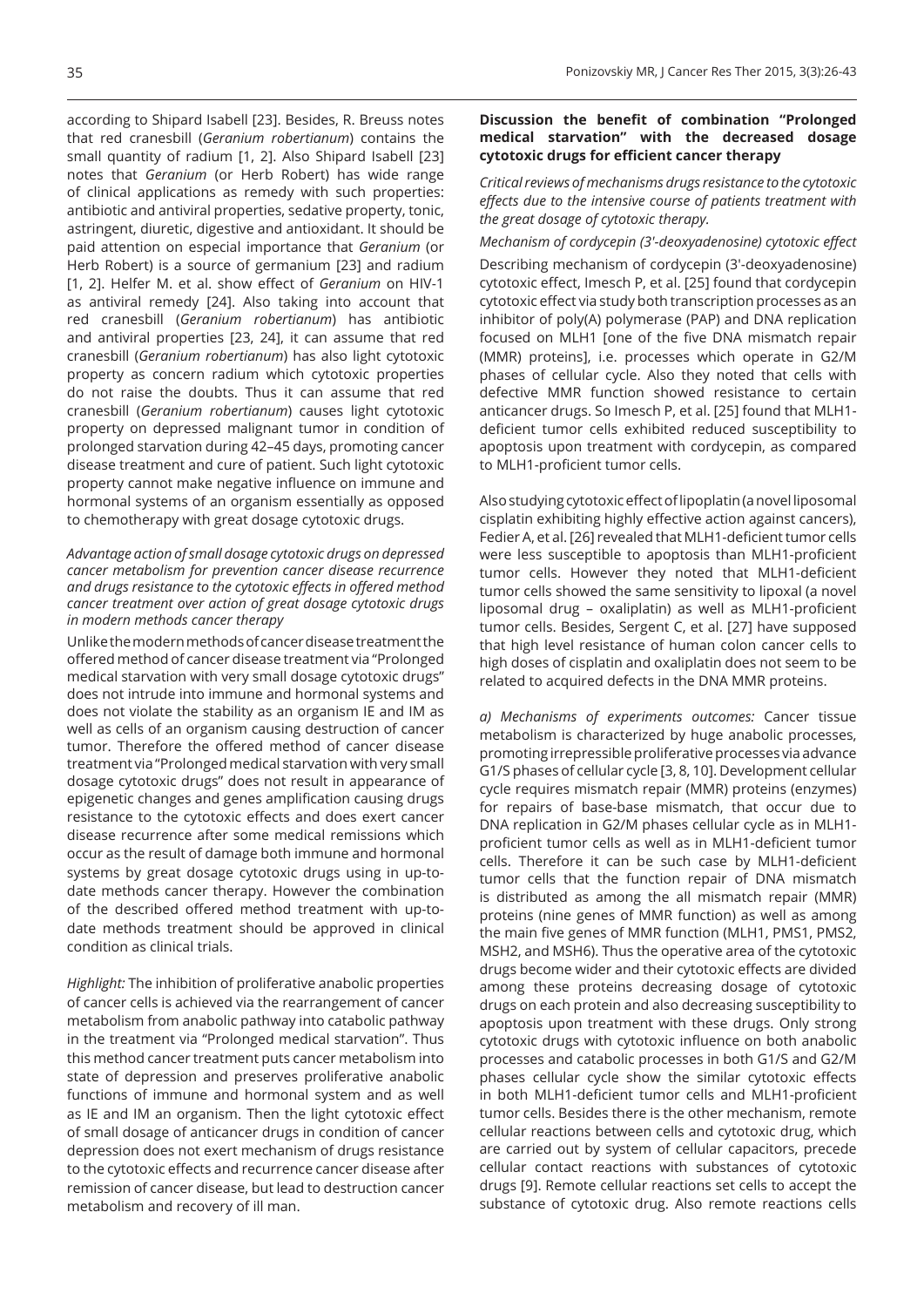according to Shipard Isabell [23]. Besides, R. Breuss notes that red cranesbill (*Geranium robertianum*) contains the small quantity of radium [1, 2]. Also Shipard Isabell [23] notes that *Geranium* (or Herb Robert) has wide range of clinical applications as remedy with such properties: antibiotic and antiviral properties, sedative property, tonic, astringent, diuretic, digestive and antioxidant. It should be paid attention on especial importance that *Geranium* (or Herb Robert) is a source of germanium [23] and radium [1, 2]. Helfer M. et al. show effect of *Geranium* on HIV-1 as antiviral remedy [24]. Also taking into account that red cranesbill (*Geranium robertianum*) has antibiotic and antiviral properties [23, 24], it can assume that red cranesbill (*Geranium robertianum*) has also light cytotoxic property as concern radium which cytotoxic properties do not raise the doubts. Thus it can assume that red cranesbill (*Geranium robertianum*) causes light cytotoxic property on depressed malignant tumor in condition of prolonged starvation during 42–45 days, promoting cancer disease treatment and cure of patient. Such light cytotoxic property cannot make negative influence on immune and hormonal systems of an organism essentially as opposed to chemotherapy with great dosage cytotoxic drugs.

*Advantage action of small dosage cytotoxic drugs on depressed cancer metabolism for prevention cancer disease recurrence and drugs resistance to the cytotoxic effects in offered method cancer treatment over action of great dosage cytotoxic drugs in modern methods cancer therapy*

Unlike the modern methods of cancer disease treatment the offered method of cancer disease treatment via "Prolonged medical starvation with very small dosage cytotoxic drugs" does not intrude into immune and hormonal systems and does not violate the stability as an organism IE and IM as well as cells of an organism causing destruction of cancer tumor. Therefore the offered method of cancer disease treatment via "Prolonged medical starvation with very small dosage cytotoxic drugs" does not result in appearance of epigenetic changes and genes amplification causing drugs resistance to the cytotoxic effects and does exert cancer disease recurrence after some medical remissions which occur as the result of damage both immune and hormonal systems by great dosage cytotoxic drugs using in up-to-date methods cancer therapy. However the combination of the described offered method treatment with up-to-date methods treatment should be approved in clinical condition as clinical trials.

*Highlight:* The inhibition of proliferative anabolic properties of cancer cells is achieved via the rearrangement of cancer metabolism from anabolic pathway into catabolic pathway in the treatment via "Prolonged medical starvation". Thus this method cancer treatment puts cancer metabolism into state of depression and preserves proliferative anabolic functions of immune and hormonal system and as well as IE and IM an organism. Then the light cytotoxic effect of small dosage of anticancer drugs in condition of cancer depression does not exert mechanism of drugs resistance to the cytotoxic effects and recurrence cancer disease after remission of cancer disease, but lead to destruction cancer metabolism and recovery of ill man.

**Discussion the benefit of combination "Prolonged medical starvation" with the decreased dosage cytotoxic drugs for efficient cancer therapy**

*Critical reviews of mechanisms drugs resistance to the cytotoxic effects due to the intensive course of patients treatment with the great dosage of cytotoxic therapy.*

*Mechanism of cordycepin (3'-deoxyadenosine) cytotoxic effect*

Describing mechanism of cordycepin (3'-deoxyadenosine) cytotoxic effect, Imesch P, et al. [25] found that cordycepin cytotoxic effect via study both transcription processes as an inhibitor of poly(A) polymerase (PAP) and DNA replication focused on MLH1 [one of the five DNA mismatch repair (MMR) proteins], i.e. processes which operate in G2/M phases of cellular cycle. Also they noted that cells with defective MMR function showed resistance to certain anticancer drugs. So Imesch P, et al. [25] found that MLH1-deficient tumor cells exhibited reduced susceptibility to apoptosis upon treatment with cordycepin, as compared to MLH1-proficient tumor cells.

Also studying cytotoxic effect of lipoplatin (a novel liposomal cisplatin exhibiting highly effective action against cancers), Fedier A, et al. [26] revealed that MLH1-deficient tumor cells were less susceptible to apoptosis than MLH1-proficient tumor cells. However they noted that MLH1-deficient tumor cells showed the same sensitivity to lipoxal (a novel liposomal drug – oxaliplatin) as well as MLH1-proficient tumor cells. Besides, Sergent C, et al. [27] have supposed that high level resistance of human colon cancer cells to high doses of cisplatin and oxaliplatin does not seem to be related to acquired defects in the DNA MMR proteins.

*a) Mechanisms of experiments outcomes:* Cancer tissue metabolism is characterized by huge anabolic processes, promoting irrepressible proliferative processes via advance G1/S phases of cellular cycle [3, 8, 10]. Development cellular cycle requires mismatch repair (MMR) proteins (enzymes) for repairs of base-base mismatch, that occur due to DNA replication in G2/M phases cellular cycle as in MLH1-proficient tumor cells as well as in MLH1-deficient tumor cells. Therefore it can be such case by MLH1-deficient tumor cells that the function repair of DNA mismatch is distributed as among the all mismatch repair (MMR) proteins (nine genes of MMR function) as well as among the main five genes of MMR function (MLH1, PMS1, PMS2, MSH2, and MSH6). Thus the operative area of the cytotoxic drugs become wider and their cytotoxic effects are divided among these proteins decreasing dosage of cytotoxic drugs on each protein and also decreasing susceptibility to apoptosis upon treatment with these drugs. Only strong cytotoxic drugs with cytotoxic influence on both anabolic processes and catabolic processes in both G1/S and G2/M phases cellular cycle show the similar cytotoxic effects in both MLH1-deficient tumor cells and MLH1-proficient tumor cells. Besides there is the other mechanism, remote cellular reactions between cells and cytotoxic drug, which are carried out by system of cellular capacitors, precede cellular contact reactions with substances of cytotoxic drugs [9]. Remote cellular reactions set cells to accept the substance of cytotoxic drug. Also remote reactions cells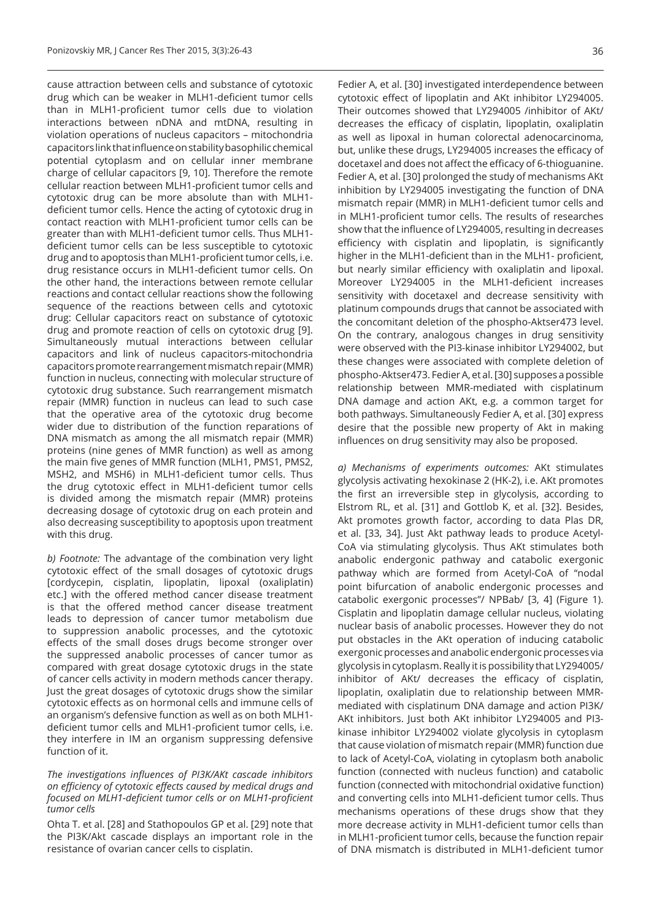cause attraction between cells and substance of cytotoxic drug which can be weaker in MLH1-deficient tumor cells than in MLH1-proficient tumor cells due to violation interactions between nDNA and mtDNA, resulting in violation operations of nucleus capacitors – mitochondria capacitors link that influence on stability basophilic chemical potential cytoplasm and on cellular inner membrane charge of cellular capacitors [9, 10]. Therefore the remote cellular reaction between MLH1-proficient tumor cells and cytotoxic drug can be more absolute than with MLH1-deficient tumor cells. Hence the acting of cytotoxic drug in contact reaction with MLH1-proficient tumor cells can be greater than with MLH1-deficient tumor cells. Thus MLH1-deficient tumor cells can be less susceptible to cytotoxic drug and to apoptosis than MLH1-proficient tumor cells, i.e. drug resistance occurs in MLH1-deficient tumor cells. On the other hand, the interactions between remote cellular reactions and contact cellular reactions show the following sequence of the reactions between cells and cytotoxic drug: Cellular capacitors react on substance of cytotoxic drug and promote reaction of cells on cytotoxic drug [9]. Simultaneously mutual interactions between cellular capacitors and link of nucleus capacitors-mitochondria capacitors promote rearrangement mismatch repair (MMR) function in nucleus, connecting with molecular structure of cytotoxic drug substance. Such rearrangement mismatch repair (MMR) function in nucleus can lead to such case that the operative area of the cytotoxic drug become wider due to distribution of the function reparations of DNA mismatch as among the all mismatch repair (MMR) proteins (nine genes of MMR function) as well as among the main five genes of MMR function (MLH1, PMS1, PMS2, MSH2, and MSH6) in MLH1-deficient tumor cells. Thus the drug cytotoxic effect in MLH1-deficient tumor cells is divided among the mismatch repair (MMR) proteins decreasing dosage of cytotoxic drug on each protein and also decreasing susceptibility to apoptosis upon treatment with this drug.

*b) Footnote:* The advantage of the combination very light cytotoxic effect of the small dosages of cytotoxic drugs [cordycepin, cisplatin, lipoplatin, lipoxal (oxaliplatin) etc.] with the offered method cancer disease treatment is that the offered method cancer disease treatment leads to depression of cancer tumor metabolism due to suppression anabolic processes, and the cytotoxic effects of the small doses drugs become stronger over the suppressed anabolic processes of cancer tumor as compared with great dosage cytotoxic drugs in the state of cancer cells activity in modern methods cancer therapy. Just the great dosages of cytotoxic drugs show the similar cytotoxic effects as on hormonal cells and immune cells of an organism's defensive function as well as on both MLH1-deficient tumor cells and MLH1-proficient tumor cells, i.e. they interfere in IM an organism suppressing defensive function of it.

*The investigations influences of PI3K/AKt cascade inhibitors on efficiency of cytotoxic effects caused by medical drugs and focused on MLH1-deficient tumor cells or on MLH1-proficient tumor cells*

Ohta T. et al. [28] and Stathopoulos GP et al. [29] note that the PI3K/Akt cascade displays an important role in the resistance of ovarian cancer cells to cisplatin.

Fedier A, et al. [30] investigated interdependence between cytotoxic effect of lipoplatin and AKt inhibitor LY294005. Their outcomes showed that LY294005 /inhibitor of AKt/ decreases the efficacy of cisplatin, lipoplatin, oxaliplatin as well as lipoxal in human colorectal adenocarcinoma, but, unlike these drugs, LY294005 increases the efficacy of docetaxel and does not affect the efficacy of 6-thioguanine. Fedier A, et al. [30] prolonged the study of mechanisms AKt inhibition by LY294005 investigating the function of DNA mismatch repair (MMR) in MLH1-deficient tumor cells and in MLH1-proficient tumor cells. The results of researches show that the influence of LY294005, resulting in decreases efficiency with cisplatin and lipoplatin, is significantly higher in the MLH1-deficient than in the MLH1- proficient, but nearly similar efficiency with oxaliplatin and lipoxal. Moreover LY294005 in the MLH1-deficient increases sensitivity with docetaxel and decrease sensitivity with platinum compounds drugs that cannot be associated with the concomitant deletion of the phospho-Aktser473 level. On the contrary, analogous changes in drug sensitivity were observed with the PI3-kinase inhibitor LY294002, but these changes were associated with complete deletion of phospho-Aktser473. Fedier A, et al. [30] supposes a possible relationship between MMR-mediated with cisplatinum DNA damage and action AKt, e.g. a common target for both pathways. Simultaneously Fedier A, et al. [30] express desire that the possible new property of Akt in making influences on drug sensitivity may also be proposed.

*a) Mechanisms of experiments outcomes:* AKt stimulates glycolysis activating hexokinase 2 (HK-2), i.e. AKt promotes the first an irreversible step in glycolysis, according to Elstrom RL, et al. [31] and Gottlob K, et al. [32]. Besides, Akt promotes growth factor, according to data Plas DR, et al. [33, 34]. Just Akt pathway leads to produce Acetyl-CoA via stimulating glycolysis. Thus AKt stimulates both anabolic endergonic pathway and catabolic exergonic pathway which are formed from Acetyl-CoA of "nodal point bifurcation of anabolic endergonic processes and catabolic exergonic processes"/ NPBab/ [3, 4] (Figure 1). Cisplatin and lipoplatin damage cellular nucleus, violating nuclear basis of anabolic processes. However they do not put obstacles in the AKt operation of inducing catabolic exergonic processes and anabolic endergonic processes via glycolysis in cytoplasm. Really it is possibility that LY294005/ inhibitor of AKt/ decreases the efficacy of cisplatin, lipoplatin, oxaliplatin due to relationship between MMR-mediated with cisplatinum DNA damage and action PI3K/ AKt inhibitors. Just both AKt inhibitor LY294005 and PI3-kinase inhibitor LY294002 violate glycolysis in cytoplasm that cause violation of mismatch repair (MMR) function due to lack of Acetyl-CoA, violating in cytoplasm both anabolic function (connected with nucleus function) and catabolic function (connected with mitochondrial oxidative function) and converting cells into MLH1-deficient tumor cells. Thus mechanisms operations of these drugs show that they more decrease activity in MLH1-deficient tumor cells than in MLH1-proficient tumor cells, because the function repair of DNA mismatch is distributed in MLH1-deficient tumor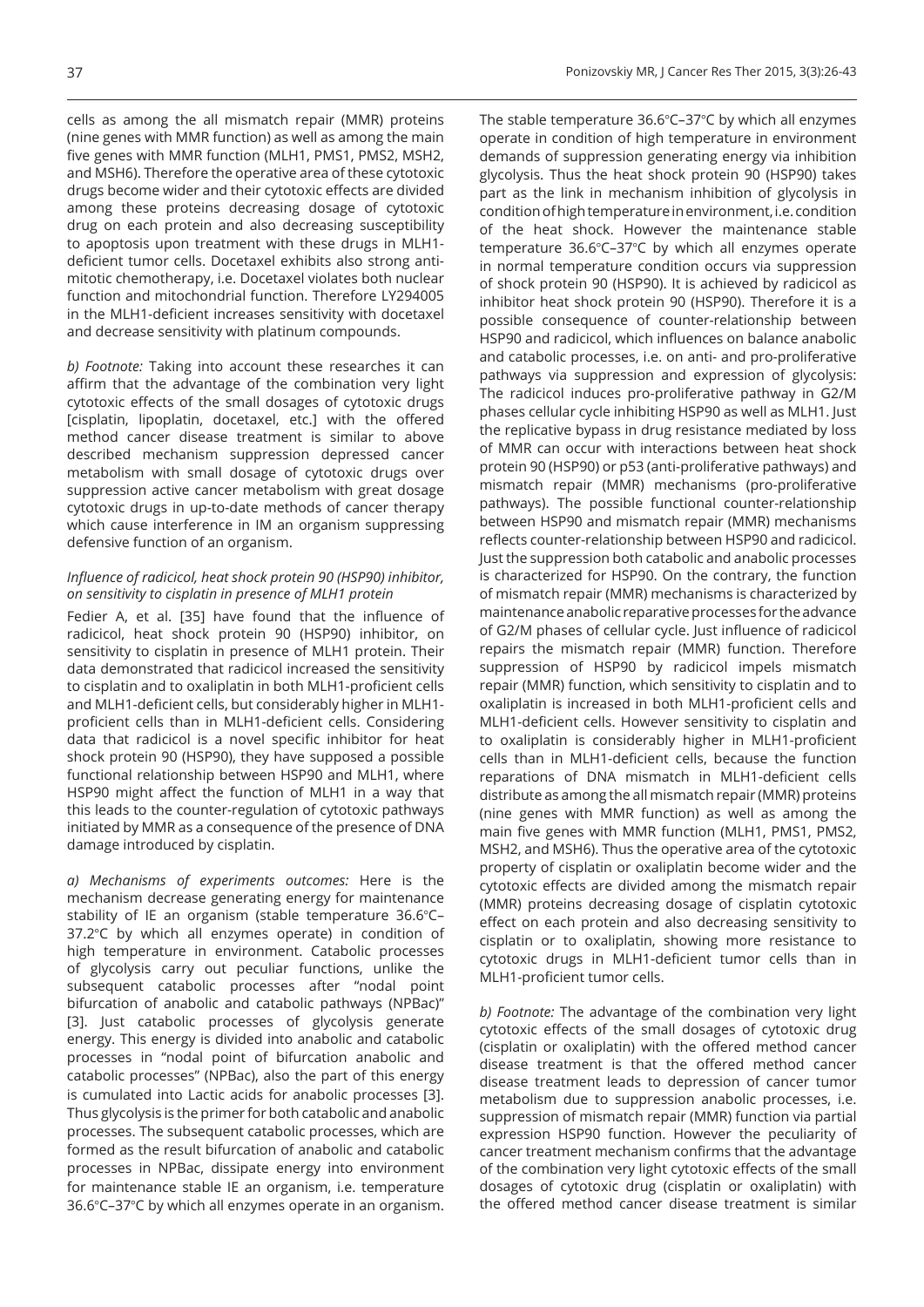cells as among the all mismatch repair (MMR) proteins (nine genes with MMR function) as well as among the main five genes with MMR function (MLH1, PMS1, PMS2, MSH2, and MSH6). Therefore the operative area of these cytotoxic drugs become wider and their cytotoxic effects are divided among these proteins decreasing dosage of cytotoxic drug on each protein and also decreasing susceptibility to apoptosis upon treatment with these drugs in MLH1-deficient tumor cells. Docetaxel exhibits also strong anti-mitotic chemotherapy, i.e. Docetaxel violates both nuclear function and mitochondrial function. Therefore LY294005 in the MLH1-deficient increases sensitivity with docetaxel and decrease sensitivity with platinum compounds.

*b) Footnote:* Taking into account these researches it can affirm that the advantage of the combination very light cytotoxic effects of the small dosages of cytotoxic drugs [cisplatin, lipoplatin, docetaxel, etc.] with the offered method cancer disease treatment is similar to above described mechanism suppression depressed cancer metabolism with small dosage of cytotoxic drugs over suppression active cancer metabolism with great dosage cytotoxic drugs in up-to-date methods of cancer therapy which cause interference in IM an organism suppressing defensive function of an organism.

#### *Influence of radicicol, heat shock protein 90 (HSP90) inhibitor, on sensitivity to cisplatin in presence of MLH1 protein*

Fedier A, et al. [35] have found that the influence of radicicol, heat shock protein 90 (HSP90) inhibitor, on sensitivity to cisplatin in presence of MLH1 protein. Their data demonstrated that radicicol increased the sensitivity to cisplatin and to oxaliplatin in both MLH1-proficient cells and MLH1-deficient cells, but considerably higher in MLH1-proficient cells than in MLH1-deficient cells. Considering data that radicicol is a novel specific inhibitor for heat shock protein 90 (HSP90), they have supposed a possible functional relationship between HSP90 and MLH1, where HSP90 might affect the function of MLH1 in a way that this leads to the counter-regulation of cytotoxic pathways initiated by MMR as a consequence of the presence of DNA damage introduced by cisplatin.

*a) Mechanisms of experiments outcomes:* Here is the mechanism decrease generating energy for maintenance stability of IE an organism (stable temperature 36.6°C–37.2°C by which all enzymes operate) in condition of high temperature in environment. Catabolic processes of glycolysis carry out peculiar functions, unlike the subsequent catabolic processes after "nodal point bifurcation of anabolic and catabolic pathways (NPBac)" [3]. Just catabolic processes of glycolysis generate energy. This energy is divided into anabolic and catabolic processes in "nodal point of bifurcation anabolic and catabolic processes" (NPBac), also the part of this energy is cumulated into Lactic acids for anabolic processes [3]. Thus glycolysis is the primer for both catabolic and anabolic processes. The subsequent catabolic processes, which are formed as the result bifurcation of anabolic and catabolic processes in NPBac, dissipate energy into environment for maintenance stable IE an organism, i.e. temperature 36.6°C–37°C by which all enzymes operate in an organism. The stable temperature 36.6°C–37°C by which all enzymes operate in condition of high temperature in environment demands of suppression generating energy via inhibition glycolysis. Thus the heat shock protein 90 (HSP90) takes part as the link in mechanism inhibition of glycolysis in condition of high temperature in environment, i.e. condition of the heat shock. However the maintenance stable temperature 36.6°C–37°C by which all enzymes operate in normal temperature condition occurs via suppression of shock protein 90 (HSP90). It is achieved by radicicol as inhibitor heat shock protein 90 (HSP90). Therefore it is a possible consequence of counter-relationship between HSP90 and radicicol, which influences on balance anabolic and catabolic processes, i.e. on anti- and pro-proliferative pathways via suppression and expression of glycolysis: The radicicol induces pro-proliferative pathway in G2/M phases cellular cycle inhibiting HSP90 as well as MLH1. Just the replicative bypass in drug resistance mediated by loss of MMR can occur with interactions between heat shock protein 90 (HSP90) or p53 (anti-proliferative pathways) and mismatch repair (MMR) mechanisms (pro-proliferative pathways). The possible functional counter-relationship between HSP90 and mismatch repair (MMR) mechanisms reflects counter-relationship between HSP90 and radicicol. Just the suppression both catabolic and anabolic processes is characterized for HSP90. On the contrary, the function of mismatch repair (MMR) mechanisms is characterized by maintenance anabolic reparative processes for the advance of G2/M phases of cellular cycle. Just influence of radicicol repairs the mismatch repair (MMR) function. Therefore suppression of HSP90 by radicicol impels mismatch repair (MMR) function, which sensitivity to cisplatin and to oxaliplatin is increased in both MLH1-proficient cells and MLH1-deficient cells. However sensitivity to cisplatin and to oxaliplatin is considerably higher in MLH1-proficient cells than in MLH1-deficient cells, because the function reparations of DNA mismatch in MLH1-deficient cells distribute as among the all mismatch repair (MMR) proteins (nine genes with MMR function) as well as among the main five genes with MMR function (MLH1, PMS1, PMS2, MSH2, and MSH6). Thus the operative area of the cytotoxic property of cisplatin or oxaliplatin become wider and the cytotoxic effects are divided among the mismatch repair (MMR) proteins decreasing dosage of cisplatin cytotoxic effect on each protein and also decreasing sensitivity to cisplatin or to oxaliplatin, showing more resistance to cytotoxic drugs in MLH1-deficient tumor cells than in MLH1-proficient tumor cells.

*b) Footnote:* The advantage of the combination very light cytotoxic effects of the small dosages of cytotoxic drug (cisplatin or oxaliplatin) with the offered method cancer disease treatment is that the offered method cancer disease treatment leads to depression of cancer tumor metabolism due to suppression anabolic processes, i.e. suppression of mismatch repair (MMR) function via partial expression HSP90 function. However the peculiarity of cancer treatment mechanism confirms that the advantage of the combination very light cytotoxic effects of the small dosages of cytotoxic drug (cisplatin or oxaliplatin) with the offered method cancer disease treatment is similar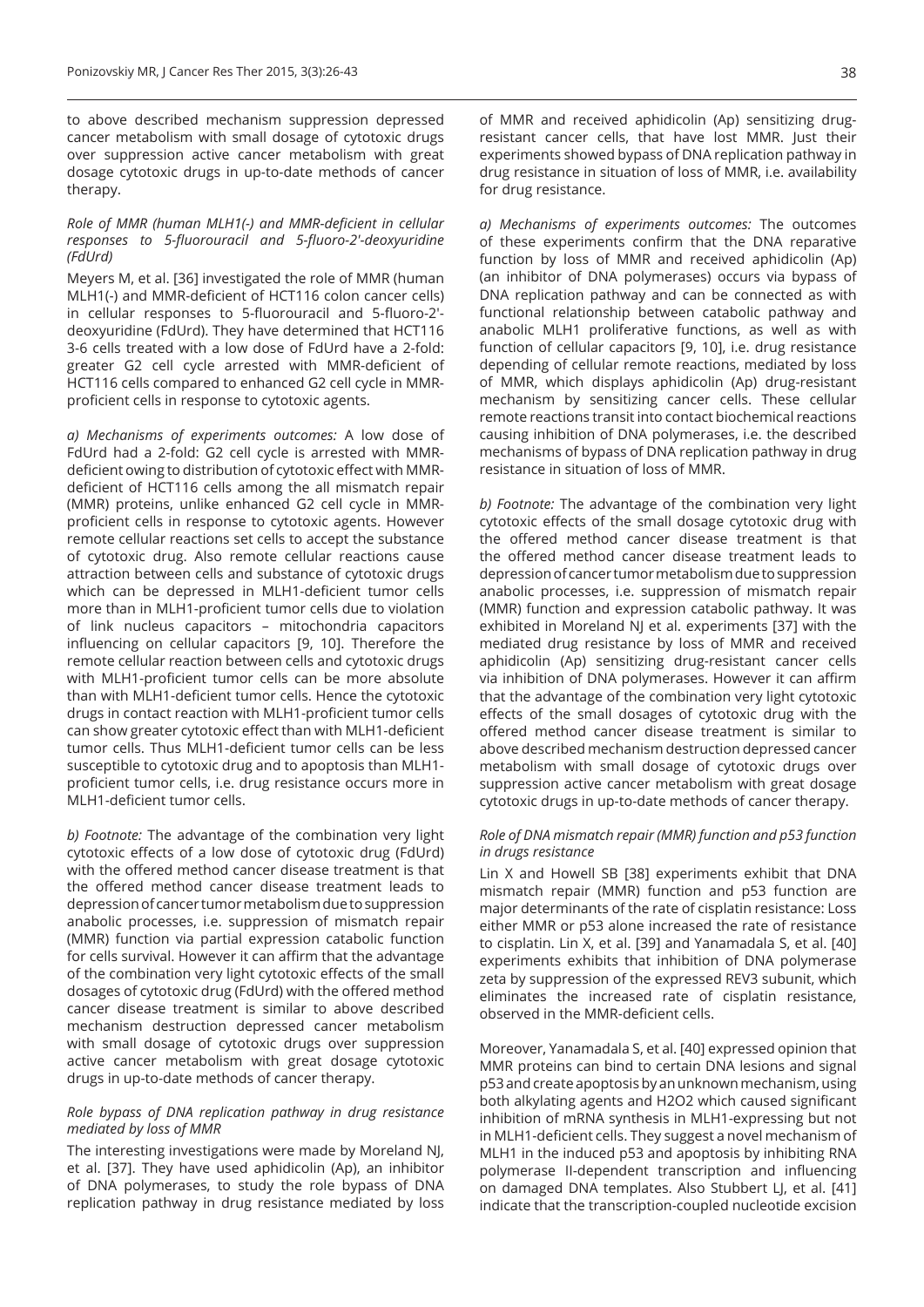to above described mechanism suppression depressed cancer metabolism with small dosage of cytotoxic drugs over suppression active cancer metabolism with great dosage cytotoxic drugs in up-to-date methods of cancer therapy.

### *Role of MMR (human MLH1(-) and MMR-deficient in cellular responses to 5-fluorouracil and 5-fluoro-2'-deoxyuridine (FdUrd)*

Meyers M, et al. [36] investigated the role of MMR (human MLH1(-) and MMR-deficient of HCT116 colon cancer cells) in cellular responses to 5-fluorouracil and 5-fluoro-2'-deoxyuridine (FdUrd). They have determined that HCT116 3-6 cells treated with a low dose of FdUrd have a 2-fold: greater G2 cell cycle arrested with MMR-deficient of HCT116 cells compared to enhanced G2 cell cycle in MMR-proficient cells in response to cytotoxic agents.

*a) Mechanisms of experiments outcomes:* A low dose of FdUrd had a 2-fold: G2 cell cycle is arrested with MMR-deficient owing to distribution of cytotoxic effect with MMR-deficient of HCT116 cells among the all mismatch repair (MMR) proteins, unlike enhanced G2 cell cycle in MMR-proficient cells in response to cytotoxic agents. However remote cellular reactions set cells to accept the substance of cytotoxic drug. Also remote cellular reactions cause attraction between cells and substance of cytotoxic drugs which can be depressed in MLH1-deficient tumor cells more than in MLH1-proficient tumor cells due to violation of link nucleus capacitors – mitochondria capacitors influencing on cellular capacitors [9, 10]. Therefore the remote cellular reaction between cells and cytotoxic drugs with MLH1-proficient tumor cells can be more absolute than with MLH1-deficient tumor cells. Hence the cytotoxic drugs in contact reaction with MLH1-proficient tumor cells can show greater cytotoxic effect than with MLH1-deficient tumor cells. Thus MLH1-deficient tumor cells can be less susceptible to cytotoxic drug and to apoptosis than MLH1-proficient tumor cells, i.e. drug resistance occurs more in MLH1-deficient tumor cells.

*b) Footnote:* The advantage of the combination very light cytotoxic effects of a low dose of cytotoxic drug (FdUrd) with the offered method cancer disease treatment is that the offered method cancer disease treatment leads to depression of cancer tumor metabolism due to suppression anabolic processes, i.e. suppression of mismatch repair (MMR) function via partial expression catabolic function for cells survival. However it can affirm that the advantage of the combination very light cytotoxic effects of the small dosages of cytotoxic drug (FdUrd) with the offered method cancer disease treatment is similar to above described mechanism destruction depressed cancer metabolism with small dosage of cytotoxic drugs over suppression active cancer metabolism with great dosage cytotoxic drugs in up-to-date methods of cancer therapy.

### *Role bypass of DNA replication pathway in drug resistance mediated by loss of MMR*

The interesting investigations were made by Moreland NJ, et al. [37]. They have used aphidicolin (Ap), an inhibitor of DNA polymerases, to study the role bypass of DNA replication pathway in drug resistance mediated by loss of MMR and received aphidicolin (Ap) sensitizing drug-resistant cancer cells, that have lost MMR. Just their experiments showed bypass of DNA replication pathway in drug resistance in situation of loss of MMR, i.e. availability for drug resistance.

*a) Mechanisms of experiments outcomes:* The outcomes of these experiments confirm that the DNA reparative function by loss of MMR and received aphidicolin (Ap) (an inhibitor of DNA polymerases) occurs via bypass of DNA replication pathway and can be connected as with functional relationship between catabolic pathway and anabolic MLH1 proliferative functions, as well as with function of cellular capacitors [9, 10], i.e. drug resistance depending of cellular remote reactions, mediated by loss of MMR, which displays aphidicolin (Ap) drug-resistant mechanism by sensitizing cancer cells. These cellular remote reactions transit into contact biochemical reactions causing inhibition of DNA polymerases, i.e. the described mechanisms of bypass of DNA replication pathway in drug resistance in situation of loss of MMR.

*b) Footnote:* The advantage of the combination very light cytotoxic effects of the small dosage cytotoxic drug with the offered method cancer disease treatment is that the offered method cancer disease treatment leads to depression of cancer tumor metabolism due to suppression anabolic processes, i.e. suppression of mismatch repair (MMR) function and expression catabolic pathway. It was exhibited in Moreland NJ et al. experiments [37] with the mediated drug resistance by loss of MMR and received aphidicolin (Ap) sensitizing drug-resistant cancer cells via inhibition of DNA polymerases. However it can affirm that the advantage of the combination very light cytotoxic effects of the small dosages of cytotoxic drug with the offered method cancer disease treatment is similar to above described mechanism destruction depressed cancer metabolism with small dosage of cytotoxic drugs over suppression active cancer metabolism with great dosage cytotoxic drugs in up-to-date methods of cancer therapy.

### *Role of DNA mismatch repair (MMR) function and p53 function in drugs resistance*

Lin X and Howell SB [38] experiments exhibit that DNA mismatch repair (MMR) function and p53 function are major determinants of the rate of cisplatin resistance: Loss either MMR or p53 alone increased the rate of resistance to cisplatin. Lin X, et al. [39] and Yanamadala S, et al. [40] experiments exhibits that inhibition of DNA polymerase zeta by suppression of the expressed REV3 subunit, which eliminates the increased rate of cisplatin resistance, observed in the MMR-deficient cells.

Moreover, Yanamadala S, et al. [40] expressed opinion that MMR proteins can bind to certain DNA lesions and signal p53 and create apoptosis by an unknown mechanism, using both alkylating agents and $H_2O_2$ which caused significant inhibition of mRNA synthesis in MLH1-expressing but not in MLH1-deficient cells. They suggest a novel mechanism of MLH1 in the induced p53 and apoptosis by inhibiting RNA polymerase II-dependent transcription and influencing on damaged DNA templates. Also Stubbert LJ, et al. [41] indicate that the transcription-coupled nucleotide excision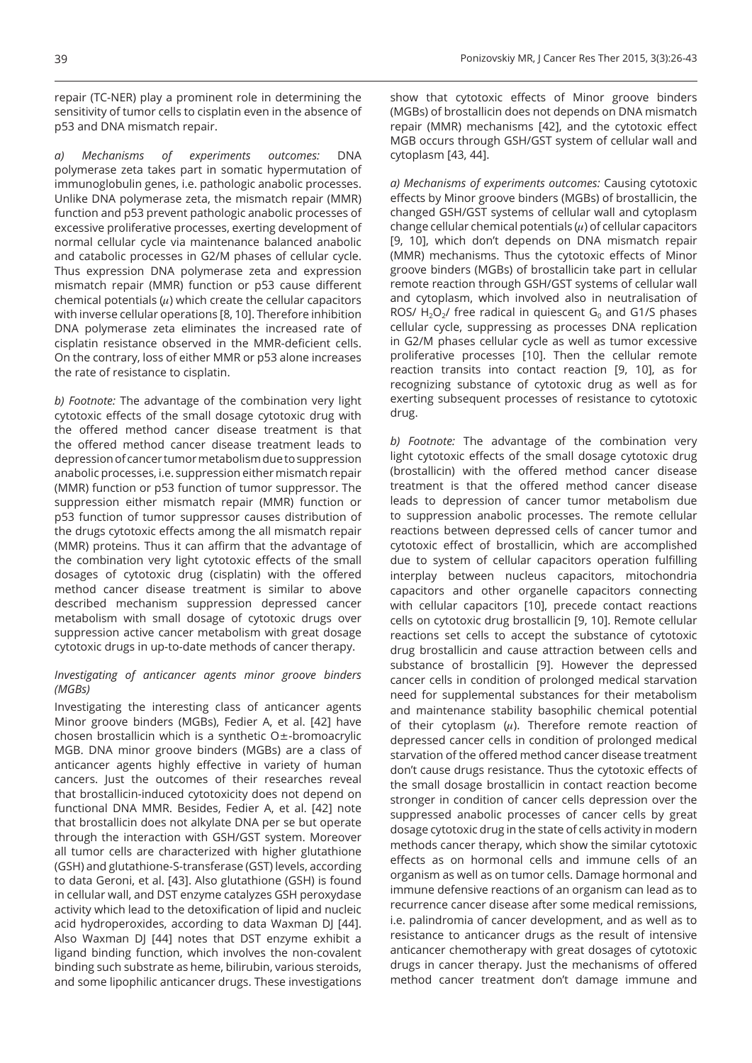repair (TC-NER) play a prominent role in determining the sensitivity of tumor cells to cisplatin even in the absence of p53 and DNA mismatch repair.

*a) Mechanisms of experiments outcomes:* DNA polymerase zeta takes part in somatic hypermutation of immunoglobulin genes, i.e. pathologic anabolic processes. Unlike DNA polymerase zeta, the mismatch repair (MMR) function and p53 prevent pathologic anabolic processes of excessive proliferative processes, exerting development of normal cellular cycle via maintenance balanced anabolic and catabolic processes in G2/M phases of cellular cycle. Thus expression DNA polymerase zeta and expression mismatch repair (MMR) function or p53 cause different chemical potentials ($\mu$) which create the cellular capacitors with inverse cellular operations [8, 10]. Therefore inhibition DNA polymerase zeta eliminates the increased rate of cisplatin resistance observed in the MMR-deficient cells. On the contrary, loss of either MMR or p53 alone increases the rate of resistance to cisplatin.

*b) Footnote:* The advantage of the combination very light cytotoxic effects of the small dosage cytotoxic drug with the offered method cancer disease treatment is that the offered method cancer disease treatment leads to depression of cancer tumor metabolism due to suppression anabolic processes, i.e. suppression either mismatch repair (MMR) function or p53 function of tumor suppressor. The suppression either mismatch repair (MMR) function or p53 function of tumor suppressor causes distribution of the drugs cytotoxic effects among the all mismatch repair (MMR) proteins. Thus it can affirm that the advantage of the combination very light cytotoxic effects of the small dosages of cytotoxic drug (cisplatin) with the offered method cancer disease treatment is similar to above described mechanism suppression depressed cancer metabolism with small dosage of cytotoxic drugs over suppression active cancer metabolism with great dosage cytotoxic drugs in up-to-date methods of cancer therapy.

### *Investigating of anticancer agents minor groove binders (MGBs)*

Investigating the interesting class of anticancer agents Minor groove binders (MGBs), Fedier A, et al. [42] have chosen brostallicin which is a synthetic O±-bromoacrylic MGB. DNA minor groove binders (MGBs) are a class of anticancer agents highly effective in variety of human cancers. Just the outcomes of their researches reveal that brostallicin-induced cytotoxicity does not depend on functional DNA MMR. Besides, Fedier A, et al. [42] note that brostallicin does not alkylate DNA per se but operate through the interaction with GSH/GST system. Moreover all tumor cells are characterized with higher glutathione (GSH) and glutathione-S-transferase (GST) levels, according to data Geroni, et al. [43]. Also glutathione (GSH) is found in cellular wall, and DST enzyme catalyzes GSH peroxydase activity which lead to the detoxification of lipid and nucleic acid hydroperoxides, according to data Waxman DJ [44]. Also Waxman DJ [44] notes that DST enzyme exhibit a ligand binding function, which involves the non-covalent binding such substrate as heme, bilirubin, various steroids, and some lipophilic anticancer drugs. These investigations show that cytotoxic effects of Minor groove binders (MGBs) of brostallicin does not depends on DNA mismatch repair (MMR) mechanisms [42], and the cytotoxic effect MGB occurs through GSH/GST system of cellular wall and cytoplasm [43, 44].

*a) Mechanisms of experiments outcomes:* Causing cytotoxic effects by Minor groove binders (MGBs) of brostallicin, the changed GSH/GST systems of cellular wall and cytoplasm change cellular chemical potentials ($\mu$) of cellular capacitors [9, 10], which don't depends on DNA mismatch repair (MMR) mechanisms. Thus the cytotoxic effects of Minor groove binders (MGBs) of brostallicin take part in cellular remote reaction through GSH/GST systems of cellular wall and cytoplasm, which involved also in neutralisation of ROS/ $H_2O_2$/ free radical in quiescent $G_0$ and G1/S phases cellular cycle, suppressing as processes DNA replication in G2/M phases cellular cycle as well as tumor excessive proliferative processes [10]. Then the cellular remote reaction transits into contact reaction [9, 10], as for recognizing substance of cytotoxic drug as well as for exerting subsequent processes of resistance to cytotoxic drug.

*b) Footnote:* The advantage of the combination very light cytotoxic effects of the small dosage cytotoxic drug (brostallicin) with the offered method cancer disease treatment is that the offered method cancer disease leads to depression of cancer tumor metabolism due to suppression anabolic processes. The remote cellular reactions between depressed cells of cancer tumor and cytotoxic effect of brostallicin, which are accomplished due to system of cellular capacitors operation fulfilling interplay between nucleus capacitors, mitochondria capacitors and other organelle capacitors connecting with cellular capacitors [10], precede contact reactions cells on cytotoxic drug brostallicin [9, 10]. Remote cellular reactions set cells to accept the substance of cytotoxic drug brostallicin and cause attraction between cells and substance of brostallicin [9]. However the depressed cancer cells in condition of prolonged medical starvation need for supplemental substances for their metabolism and maintenance stability basophilic chemical potential of their cytoplasm ($\mu$). Therefore remote reaction of depressed cancer cells in condition of prolonged medical starvation of the offered method cancer disease treatment don't cause drugs resistance. Thus the cytotoxic effects of the small dosage brostallicin in contact reaction become stronger in condition of cancer cells depression over the suppressed anabolic processes of cancer cells by great dosage cytotoxic drug in the state of cells activity in modern methods cancer therapy, which show the similar cytotoxic effects as on hormonal cells and immune cells of an organism as well as on tumor cells. Damage hormonal and immune defensive reactions of an organism can lead as to recurrence cancer disease after some medical remissions, i.e. palindromia of cancer development, and as well as to resistance to anticancer drugs as the result of intensive anticancer chemotherapy with great dosages of cytotoxic drugs in cancer therapy. Just the mechanisms of offered method cancer treatment don't damage immune and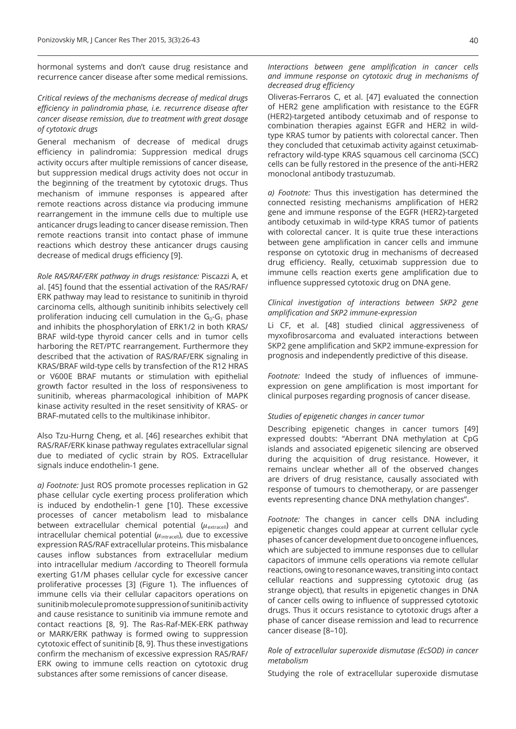hormonal systems and don't cause drug resistance and recurrence cancer disease after some medical remissions.

*Critical reviews of the mechanisms decrease of medical drugs efficiency in palindromia phase, i.e. recurrence disease after cancer disease remission, due to treatment with great dosage of cytotoxic drugs*

General mechanism of decrease of medical drugs efficiency in palindromia: Suppression medical drugs activity occurs after multiple remissions of cancer disease, but suppression medical drugs activity does not occur in the beginning of the treatment by cytotoxic drugs. Thus mechanism of immune responses is appeared after remote reactions across distance via producing immune rearrangement in the immune cells due to multiple use anticancer drugs leading to cancer disease remission. Then remote reactions transit into contact phase of immune reactions which destroy these anticancer drugs causing decrease of medical drugs efficiency [9].

*Role RAS/RAF/ERK pathway in drugs resistance:* Piscazzi A, et al. [45] found that the essential activation of the RAS/RAF/ERK pathway may lead to resistance to sunitinib in thyroid carcinoma cells, although sunitinib inhibits selectively cell proliferation inducing cell cumulation in the $G_0$-$G_1$ phase and inhibits the phosphorylation of ERK1/2 in both KRAS/BRAF wild-type thyroid cancer cells and in tumor cells harboring the RET/PTC rearrangement. Furthermore they described that the activation of RAS/RAF/ERK signaling in KRAS/BRAF wild-type cells by transfection of the R12 HRAS or V600E BRAF mutants or stimulation with epithelial growth factor resulted in the loss of responsiveness to sunitinib, whereas pharmacological inhibition of MAPK kinase activity resulted in the reset sensitivity of KRAS- or BRAF-mutated cells to the multikinase inhibitor.

Also Tzu-Hurng Cheng, et al. [46] researches exhibit that RAS/RAF/ERK kinase pathway regulates extracellular signal due to mediated of cyclic strain by ROS. Extracellular signals induce endothelin-1 gene.

*a) Footnote:* Just ROS promote processes replication in G2 phase cellular cycle exerting process proliferation which is induced by endothelin-1 gene [10]. These excessive processes of cancer metabolism lead to misbalance between extracellular chemical potential ($\mu_{\text{extracell}}$) and intracellular chemical potential ($\mu_{\text{intracell}}$), due to excessive expression RAS/RAF extracellular proteins. This misbalance causes inflow substances from extracellular medium into intracellular medium /according to Theorell formula exerting G1/M phases cellular cycle for excessive cancer proliferative processes [3] (Figure 1). The influences of immune cells via their cellular capacitors operations on sunitinib molecule promote suppression of sunitinib activity and cause resistance to sunitinib via immune remote and contact reactions [8, 9]. The Ras-Raf-MEK-ERK pathway or MARK/ERK pathway is formed owing to suppression cytotoxic effect of sunitinib [8, 9]. Thus these investigations confirm the mechanism of excessive expression RAS/RAF/ERK owing to immune cells reaction on cytotoxic drug substances after some remissions of cancer disease.

*Interactions between gene amplification in cancer cells and immune response on cytotoxic drug in mechanisms of decreased drug efficiency*

Oliveras-Ferraros C, et al. [47] evaluated the connection of HER2 gene amplification with resistance to the EGFR (HER2)-targeted antibody cetuximab and of response to combination therapies against EGFR and HER2 in wild-type KRAS tumor by patients with colorectal cancer. Then they concluded that cetuximab activity against cetuximab-refractory wild-type KRAS squamous cell carcinoma (SCC) cells can be fully restored in the presence of the anti-HER2 monoclonal antibody trastuzumab.

*a) Footnote:* Thus this investigation has determined the connected resisting mechanisms amplification of HER2 gene and immune response of the EGFR (HER2)-targeted antibody cetuximab in wild-type KRAS tumor of patients with colorectal cancer. It is quite true these interactions between gene amplification in cancer cells and immune response on cytotoxic drug in mechanisms of decreased drug efficiency. Really, cetuximab suppression due to immune cells reaction exerts gene amplification due to influence suppressed cytotoxic drug on DNA gene.

*Clinical investigation of interactions between SKP2 gene amplification and SKP2 immune-expression*

Li CF, et al. [48] studied clinical aggressiveness of myxofibrosarcoma and evaluated interactions between SKP2 gene amplification and SKP2 immune-expression for prognosis and independently predictive of this disease.

*Footnote:* Indeed the study of influences of immune-expression on gene amplification is most important for clinical purposes regarding prognosis of cancer disease.

*Studies of epigenetic changes in cancer tumor*

Describing epigenetic changes in cancer tumors [49] expressed doubts: "Aberrant DNA methylation at CpG islands and associated epigenetic silencing are observed during the acquisition of drug resistance. However, it remains unclear whether all of the observed changes are drivers of drug resistance, causally associated with response of tumours to chemotherapy, or are passenger events representing chance DNA methylation changes".

*Footnote:* The changes in cancer cells DNA including epigenetic changes could appear at current cellular cycle phases of cancer development due to oncogene influences, which are subjected to immune responses due to cellular capacitors of immune cells operations via remote cellular reactions, owing to resonance waves, transiting into contact cellular reactions and suppressing cytotoxic drug (as strange object), that results in epigenetic changes in DNA of cancer cells owing to influence of suppressed cytotoxic drugs. Thus it occurs resistance to cytotoxic drugs after a phase of cancer disease remission and lead to recurrence cancer disease [8–10].

*Role of extracellular superoxide dismutase (EcSOD) in cancer metabolism*

Studying the role of extracellular superoxide dismutase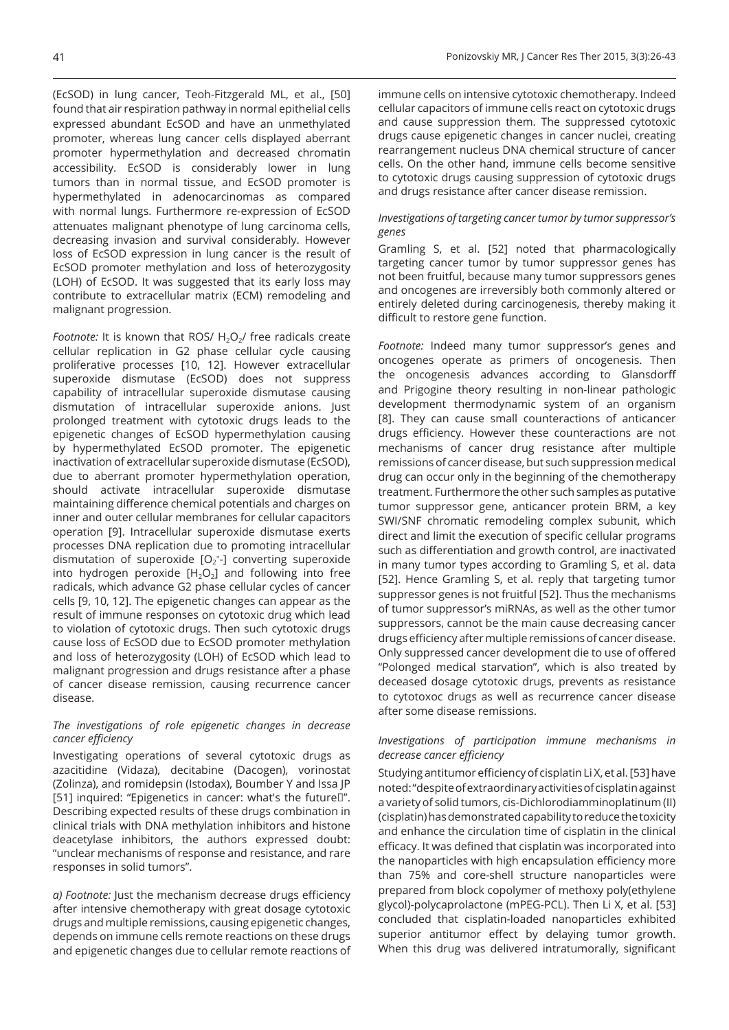(EcSOD) in lung cancer, Teoh-Fitzgerald ML, et al., [50] found that air respiration pathway in normal epithelial cells expressed abundant EcSOD and have an unmethylated promoter, whereas lung cancer cells displayed aberrant promoter hypermethylation and decreased chromatin accessibility. EcSOD is considerably lower in lung tumors than in normal tissue, and EcSOD promoter is hypermethylated in adenocarcinomas as compared with normal lungs. Furthermore re-expression of EcSOD attenuates malignant phenotype of lung carcinoma cells, decreasing invasion and survival considerably. However loss of EcSOD expression in lung cancer is the result of EcSOD promoter methylation and loss of heterozygosity (LOH) of EcSOD. It was suggested that its early loss may contribute to extracellular matrix (ECM) remodeling and malignant progression.

*Footnote:* It is known that ROS/ $H_2O_2$/ free radicals create cellular replication in G2 phase cellular cycle causing proliferative processes [10, 12]. However extracellular superoxide dismutase (EcSOD) does not suppress capability of intracellular superoxide dismutase causing dismutation of intracellular superoxide anions. Just prolonged treatment with cytotoxic drugs leads to the epigenetic changes of EcSOD hypermethylation causing by hypermethylated EcSOD promoter. The epigenetic inactivation of extracellular superoxide dismutase (EcSOD), due to aberrant promoter hypermethylation operation, should activate intracellular superoxide dismutase maintaining difference chemical potentials and charges on inner and outer cellular membranes for cellular capacitors operation [9]. Intracellular superoxide dismutase exerts processes DNA replication due to promoting intracellular dismutation of superoxide [$O_2^{\cdot}$-] converting superoxide into hydrogen peroxide [$H_2O_2$] and following into free radicals, which advance G2 phase cellular cycles of cancer cells [9, 10, 12]. The epigenetic changes can appear as the result of immune responses on cytotoxic drug which lead to violation of cytotoxic drugs. Then such cytotoxic drugs cause loss of EcSOD due to EcSOD promoter methylation and loss of heterozygosity (LOH) of EcSOD which lead to malignant progression and drugs resistance after a phase of cancer disease remission, causing recurrence cancer disease.

*The investigations of role epigenetic changes in decrease cancer efficiency*

Investigating operations of several cytotoxic drugs as azacitidine (Vidaza), decitabine (Dacogen), vorinostat (Zolinza), and romidepsin (Istodax), Boumber Y and Issa JP [51] inquired: "Epigenetics in cancer: what's the future?". Describing expected results of these drugs combination in clinical trials with DNA methylation inhibitors and histone deacetylase inhibitors, the authors expressed doubt: "unclear mechanisms of response and resistance, and rare responses in solid tumors".

*a) Footnote:* Just the mechanism decrease drugs efficiency after intensive chemotherapy with great dosage cytotoxic drugs and multiple remissions, causing epigenetic changes, depends on immune cells remote reactions on these drugs and epigenetic changes due to cellular remote reactions of immune cells on intensive cytotoxic chemotherapy. Indeed cellular capacitors of immune cells react on cytotoxic drugs and cause suppression them. The suppressed cytotoxic drugs cause epigenetic changes in cancer nuclei, creating rearrangement nucleus DNA chemical structure of cancer cells. On the other hand, immune cells become sensitive to cytotoxic drugs causing suppression of cytotoxic drugs and drugs resistance after cancer disease remission.

*Investigations of targeting cancer tumor by tumor suppressor's genes*

Gramling S, et al. [52] noted that pharmacologically targeting cancer tumor by tumor suppressor genes has not been fruitful, because many tumor suppressors genes and oncogenes are irreversibly both commonly altered or entirely deleted during carcinogenesis, thereby making it difficult to restore gene function.

*Footnote:* Indeed many tumor suppressor's genes and oncogenes operate as primers of oncogenesis. Then the oncogenesis advances according to Glansdorff and Prigogine theory resulting in non-linear pathologic development thermodynamic system of an organism [8]. They can cause small counteractions of anticancer drugs efficiency. However these counteractions are not mechanisms of cancer drug resistance after multiple remissions of cancer disease, but such suppression medical drug can occur only in the beginning of the chemotherapy treatment. Furthermore the other such samples as putative tumor suppressor gene, anticancer protein BRM, a key SWI/SNF chromatic remodeling complex subunit, which direct and limit the execution of specific cellular programs such as differentiation and growth control, are inactivated in many tumor types according to Gramling S, et al. data [52]. Hence Gramling S, et al. reply that targeting tumor suppressor genes is not fruitful [52]. Thus the mechanisms of tumor suppressor's miRNAs, as well as the other tumor suppressors, cannot be the main cause decreasing cancer drugs efficiency after multiple remissions of cancer disease. Only suppressed cancer development die to use of offered "Polonged medical starvation", which is also treated by deceased dosage cytotoxic drugs, prevents as resistance to cytotoxoc drugs as well as recurrence cancer disease after some disease remissions.

*Investigations of participation immune mechanisms in decrease cancer efficiency*

Studying antitumor efficiency of cisplatin Li X, et al. [53] have noted: "despite of extraordinary activities of cisplatin against a variety of solid tumors, cis-Dichlorodiamminoplatinum (II) (cisplatin) has demonstrated capability to reduce the toxicity and enhance the circulation time of cisplatin in the clinical efficacy. It was defined that cisplatin was incorporated into the nanoparticles with high encapsulation efficiency more than 75% and core-shell structure nanoparticles were prepared from block copolymer of methoxy poly(ethylene glycol)-polycaprolactone (mPEG-PCL). Then Li X, et al. [53] concluded that cisplatin-loaded nanoparticles exhibited superior antitumor effect by delaying tumor growth. When this drug was delivered intratumorally, significant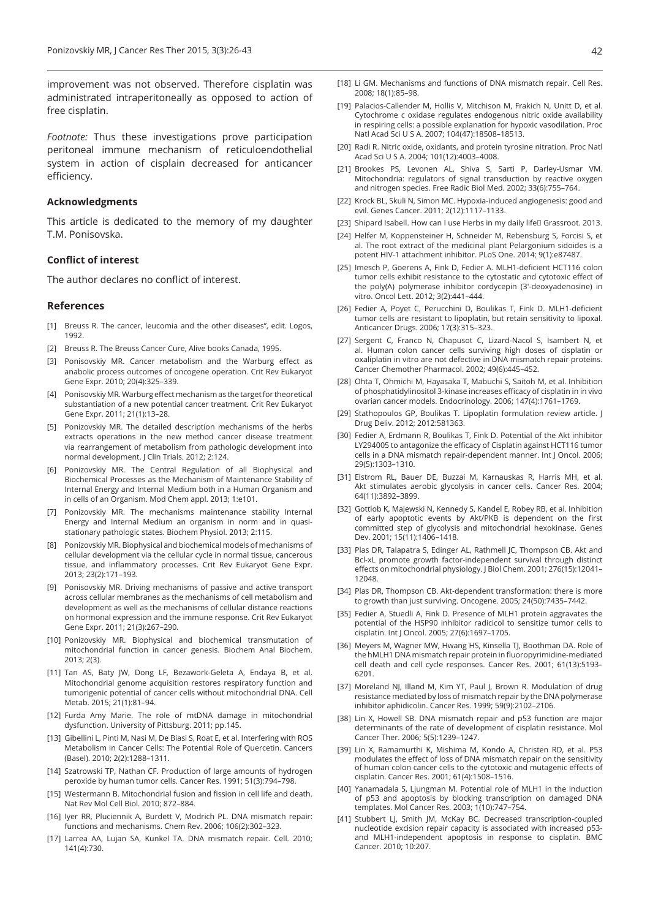improvement was not observed. Therefore cisplatin was administrated intraperitoneally as opposed to action of free cisplatin.

*Footnote:* Thus these investigations prove participation peritoneal immune mechanism of reticuloendothelial system in action of cisplain decreased for anticancer efficiency.

### Acknowledgments

This article is dedicated to the memory of my daughter T.M. Ponisovska.

### Conflict of interest

The author declares no conflict of interest.

### References

[1] Breuss R. The cancer, leucomia and the other diseases", edit. Logos, 1992.

[2] Breuss R. The Breuss Cancer Cure, Alive books Canada, 1995.

[3] Ponisovskiy MR. Cancer metabolism and the Warburg effect as anabolic process outcomes of oncogene operation. Crit Rev Eukaryot Gene Expr. 2010; 20(4):325–339.

[4] Ponisovskiy MR. Warburg effect mechanism as the target for theoretical substantiation of a new potential cancer treatment. Crit Rev Eukaryot Gene Expr. 2011; 21(1):13–28.

[5] Ponizovskiy MR. The detailed description mechanisms of the herbs extracts operations in the new method cancer disease treatment via rearrangement of metabolism from pathologic development into normal development. J Clin Trials. 2012; 2:124.

[6] Ponizovskiy MR. The Central Regulation of all Biophysical and Biochemical Processes as the Mechanism of Maintenance Stability of Internal Energy and Internal Medium both in a Human Organism and in cells of an Organism. Mod Chem appl. 2013; 1:e101.

[7] Ponizovskiy MR. The mechanisms maintenance stability Internal Energy and Internal Medium an organism in norm and in quasi-stationary pathologic states. Biochem Physiol. 2013; 2:115.

[8] Ponizovskiy MR. Biophysical and biochemical models of mechanisms of cellular development via the cellular cycle in normal tissue, cancerous tissue, and inflammatory processes. Crit Rev Eukaryot Gene Expr. 2013; 23(2):171–193.

[9] Ponisovskiy MR. Driving mechanisms of passive and active transport across cellular membranes as the mechanisms of cell metabolism and development as well as the mechanisms of cellular distance reactions on hormonal expression and the immune response. Crit Rev Eukaryot Gene Expr. 2011; 21(3):267–290.

[10] Ponizovskiy MR. Biophysical and biochemical transmutation of mitochondrial function in cancer genesis. Biochem Anal Biochem. 2013; 2(3).

[11] Tan AS, Baty JW, Dong LF, Bezawork-Geleta A, Endaya B, et al. Mitochondrial genome acquisition restores respiratory function and tumorigenic potential of cancer cells without mitochondrial DNA. Cell Metab. 2015; 21(1):81–94.

[12] Furda Amy Marie. The role of mtDNA damage in mitochondrial dysfunction. University of Pittsburg. 2011; pp.145.

[13] Gibellini L, Pinti M, Nasi M, De Biasi S, Roat E, et al. Interfering with ROS Metabolism in Cancer Cells: The Potential Role of Quercetin. Cancers (Basel). 2010; 2(2):1288–1311.

[14] Szatrowski TP, Nathan CF. Production of large amounts of hydrogen peroxide by human tumor cells. Cancer Res. 1991; 51(3):794–798.

[15] Westermann B. Mitochondrial fusion and fission in cell life and death. Nat Rev Mol Cell Biol. 2010; 872–884.

[16] Iyer RR, Pluciennik A, Burdett V, Modrich PL. DNA mismatch repair: functions and mechanisms. Chem Rev. 2006; 106(2):302–323.

[17] Larrea AA, Lujan SA, Kunkel TA. DNA mismatch repair. Cell. 2010; 141(4):730.

[18] Li GM. Mechanisms and functions of DNA mismatch repair. Cell Res. 2008; 18(1):85–98.

[19] Palacios-Callender M, Hollis V, Mitchison M, Frakich N, Unitt D, et al. Cytochrome c oxidase regulates endogenous nitric oxide availability in respiring cells: a possible explanation for hypoxic vasodilation. Proc Natl Acad Sci U S A. 2007; 104(47):18508–18513.

[20] Radi R. Nitric oxide, oxidants, and protein tyrosine nitration. Proc Natl Acad Sci U S A. 2004; 101(12):4003–4008.

[21] Brookes PS, Levonen AL, Shiva S, Sarti P, Darley-Usmar VM. Mitochondria: regulators of signal transduction by reactive oxygen and nitrogen species. Free Radic Biol Med. 2002; 33(6):755–764.

[22] Krock BL, Skuli N, Simon MC. Hypoxia-induced angiogenesis: good and evil. Genes Cancer. 2011; 2(12):1117–1133.

[23] Shipard Isabell. How can I use Herbs in my daily life Grassroot. 2013.

[24] Helfer M, Koppensteiner H, Schneider M, Rebensburg S, Forcisi S, et al. The root extract of the medicinal plant Pelargonium sidoides is a potent HIV-1 attachment inhibitor. PLoS One. 2014; 9(1):e87487.

[25] Imesch P, Goerens A, Fink D, Fedier A. MLH1-deficient HCT116 colon tumor cells exhibit resistance to the cytostatic and cytotoxic effect of the poly(A) polymerase inhibitor cordycepin (3'-deoxyadenosine) in vitro. Oncol Lett. 2012; 3(2):441–444.

[26] Fedier A, Poyet C, Perucchini D, Boulikas T, Fink D. MLH1-deficient tumor cells are resistant to lipoplatin, but retain sensitivity to lipoxal. Anticancer Drugs. 2006; 17(3):315–323.

[27] Sergent C, Franco N, Chapusot C, Lizard-Nacol S, Isambert N, et al. Human colon cancer cells surviving high doses of cisplatin or oxaliplatin in vitro are not defective in DNA mismatch repair proteins. Cancer Chemother Pharmacol. 2002; 49(6):445–452.

[28] Ohta T, Ohmichi M, Hayasaka T, Mabuchi S, Saitoh M, et al. Inhibition of phosphatidylinositol 3-kinase increases efficacy of cisplatin in in vivo ovarian cancer models. Endocrinology. 2006; 147(4):1761–1769.

[29] Stathopoulos GP, Boulikas T. Lipoplatin formulation review article. J Drug Deliv. 2012; 2012:581363.

[30] Fedier A, Erdmann R, Boulikas T, Fink D. Potential of the Akt inhibitor LY294005 to antagonize the efficacy of Cisplatin against HCT116 tumor cells in a DNA mismatch repair-dependent manner. Int J Oncol. 2006; 29(5):1303–1310.

[31] Elstrom RL, Bauer DE, Buzzai M, Karnauskas R, Harris MH, et al. Akt stimulates aerobic glycolysis in cancer cells. Cancer Res. 2004; 64(11):3892–3899.

[32] Gottlob K, Majewski N, Kennedy S, Kandel E, Robey RB, et al. Inhibition of early apoptotic events by Akt/PKB is dependent on the first committed step of glycolysis and mitochondrial hexokinase. Genes Dev. 2001; 15(11):1406–1418.

[33] Plas DR, Talapatra S, Edinger AL, Rathmell JC, Thompson CB. Akt and Bcl-xL promote growth factor-independent survival through distinct effects on mitochondrial physiology. J Biol Chem. 2001; 276(15):12041–12048.

[34] Plas DR, Thompson CB. Akt-dependent transformation: there is more to growth than just surviving. Oncogene. 2005; 24(50):7435–7442.

[35] Fedier A, Stuedli A, Fink D. Presence of MLH1 protein aggravates the potential of the HSP90 inhibitor radicicol to sensitize tumor cells to cisplatin. Int J Oncol. 2005; 27(6):1697–1705.

[36] Meyers M, Wagner MW, Hwang HS, Kinsella TJ, Boothman DA. Role of the hMLH1 DNA mismatch repair protein in fluoropyrimidine-mediated cell death and cell cycle responses. Cancer Res. 2001; 61(13):5193–6201.

[37] Moreland NJ, Illand M, Kim YT, Paul J, Brown R. Modulation of drug resistance mediated by loss of mismatch repair by the DNA polymerase inhibitor aphidicolin. Cancer Res. 1999; 59(9):2102–2106.

[38] Lin X, Howell SB. DNA mismatch repair and p53 function are major determinants of the rate of development of cisplatin resistance. Mol Cancer Ther. 2006; 5(5):1239–1247.

[39] Lin X, Ramamurthi K, Mishima M, Kondo A, Christen RD, et al. P53 modulates the effect of loss of DNA mismatch repair on the sensitivity of human colon cancer cells to the cytotoxic and mutagenic effects of cisplatin. Cancer Res. 2001; 61(4):1508–1516.

[40] Yanamadala S, Ljungman M. Potential role of MLH1 in the induction of p53 and apoptosis by blocking transcription on damaged DNA templates. Mol Cancer Res. 2003; 1(10):747–754.

[41] Stubbert LJ, Smith JM, McKay BC. Decreased transcription-coupled nucleotide excision repair capacity is associated with increased p53- and MLH1-independent apoptosis in response to cisplatin. BMC Cancer. 2010; 10:207.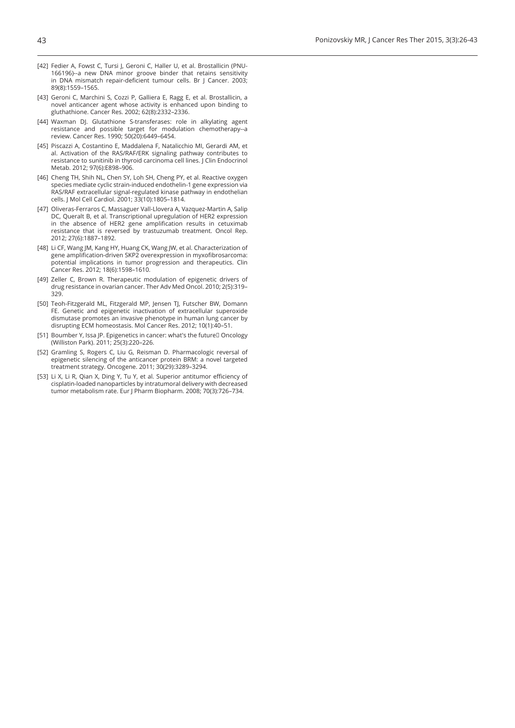[42] Fedier A, Fowst C, Tursi J, Geroni C, Haller U, et al. Brostallicin (PNU-166196)--a new DNA minor groove binder that retains sensitivity in DNA mismatch repair-deficient tumour cells. Br J Cancer. 2003; 89(8):1559–1565.

[43] Geroni C, Marchini S, Cozzi P, Galliera E, Ragg E, et al. Brostallicin, a novel anticancer agent whose activity is enhanced upon binding to gluthathione. Cancer Res. 2002; 62(8):2332–2336.

[44] Waxman DJ. Glutathione S-transferases: role in alkylating agent resistance and possible target for modulation chemotherapy--a review. Cancer Res. 1990; 50(20):6449–6454.

[45] Piscazzi A, Costantino E, Maddalena F, Natalicchio MI, Gerardi AM, et al. Activation of the RAS/RAF/ERK signaling pathway contributes to resistance to sunitinib in thyroid carcinoma cell lines. J Clin Endocrinol Metab. 2012; 97(6):E898–906.

[46] Cheng TH, Shih NL, Chen SY, Loh SH, Cheng PY, et al. Reactive oxygen species mediate cyclic strain-induced endothelin-1 gene expression via RAS/RAF extracellular signal-regulated kinase pathway in endothelian cells. J Mol Cell Cardiol. 2001; 33(10):1805–1814.

[47] Oliveras-Ferraros C, Massaguer Vall-Llovera A, Vazquez-Martin A, Salip DC, Queralt B, et al. Transcriptional upregulation of HER2 expression in the absence of HER2 gene amplification results in cetuximab resistance that is reversed by trastuzumab treatment. Oncol Rep. 2012; 27(6):1887–1892.

[48] Li CF, Wang JM, Kang HY, Huang CK, Wang JW, et al. Characterization of gene amplification-driven SKP2 overexpression in myxofibrosarcoma: potential implications in tumor progression and therapeutics. Clin Cancer Res. 2012; 18(6):1598–1610.

[49] Zeller C, Brown R. Therapeutic modulation of epigenetic drivers of drug resistance in ovarian cancer. Ther Adv Med Oncol. 2010; 2(5):319–329.

[50] Teoh-Fitzgerald ML, Fitzgerald MP, Jensen TJ, Futscher BW, Domann FE. Genetic and epigenetic inactivation of extracellular superoxide dismutase promotes an invasive phenotype in human lung cancer by disrupting ECM homeostasis. Mol Cancer Res. 2012; 10(1):40–51.

[51] Boumber Y, Issa JP. Epigenetics in cancer: what's the future? Oncology (Williston Park). 2011; 25(3):220–226.

[52] Gramling S, Rogers C, Liu G, Reisman D. Pharmacologic reversal of epigenetic silencing of the anticancer protein BRM: a novel targeted treatment strategy. Oncogene. 2011; 30(29):3289–3294.

[53] Li X, Li R, Qian X, Ding Y, Tu Y, et al. Superior antitumor efficiency of cisplatin-loaded nanoparticles by intratumoral delivery with decreased tumor metabolism rate. Eur J Pharm Biopharm. 2008; 70(3):726–734.